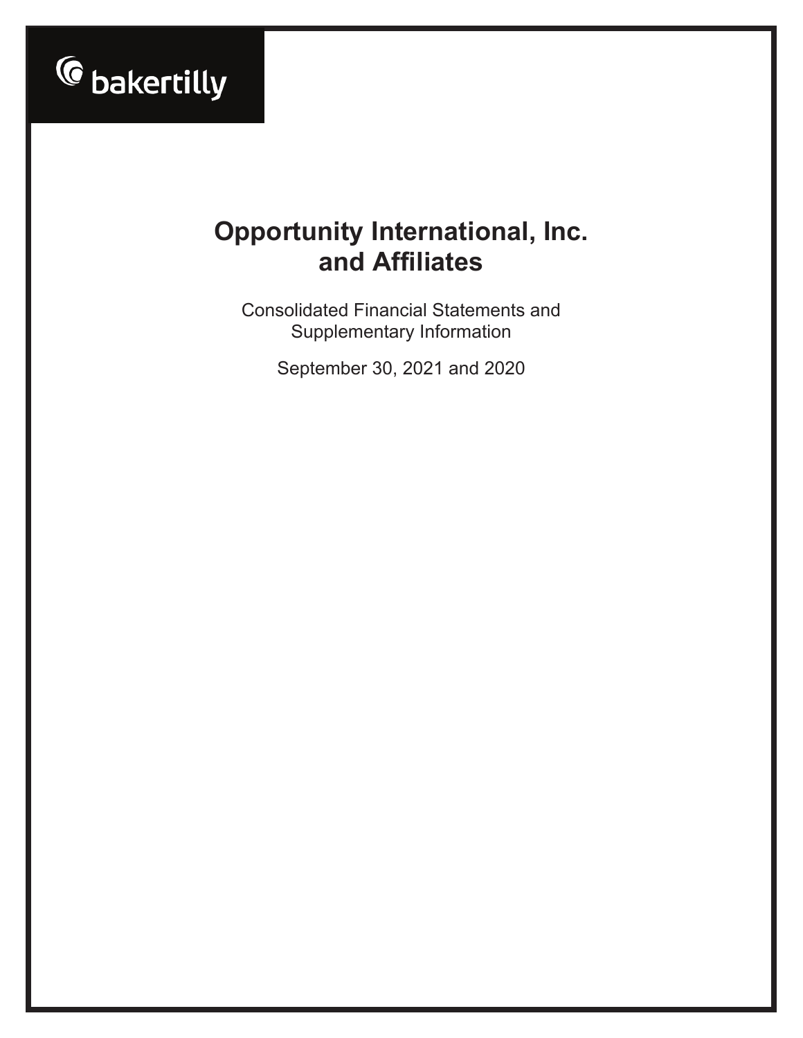bakertilly

# Opportunity International, Inc. and Affiliates

Consolidated Financial Statements and Supplementary Information

September 30, 2021 and 2020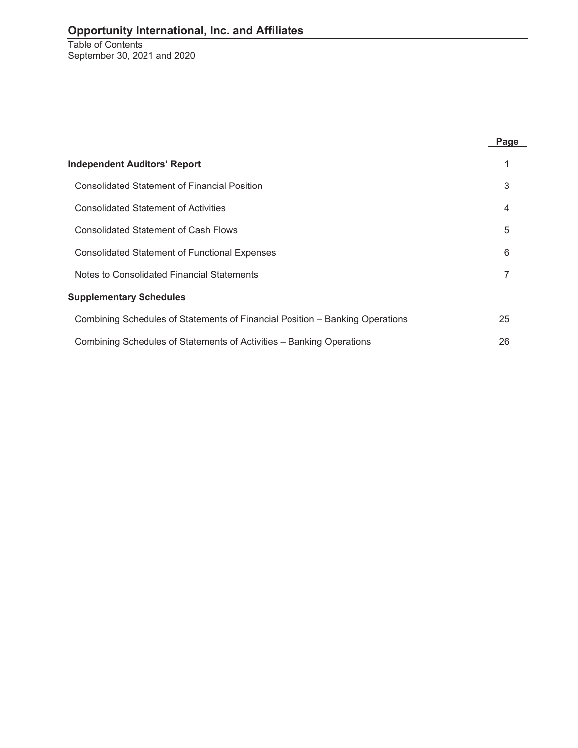# Opportunity International, Inc. and Affiliates

Table of Contents
September 30, 2021 and 2020

| | Page |
|---|---|
| **Independent Auditors' Report** | 1 |
| Consolidated Statement of Financial Position | 3 |
| Consolidated Statement of Activities | 4 |
| Consolidated Statement of Cash Flows | 5 |
| Consolidated Statement of Functional Expenses | 6 |
| Notes to Consolidated Financial Statements | 7 |
| **Supplementary Schedules** | |
| Combining Schedules of Statements of Financial Position – Banking Operations | 25 |
| Combining Schedules of Statements of Activities – Banking Operations | 26 |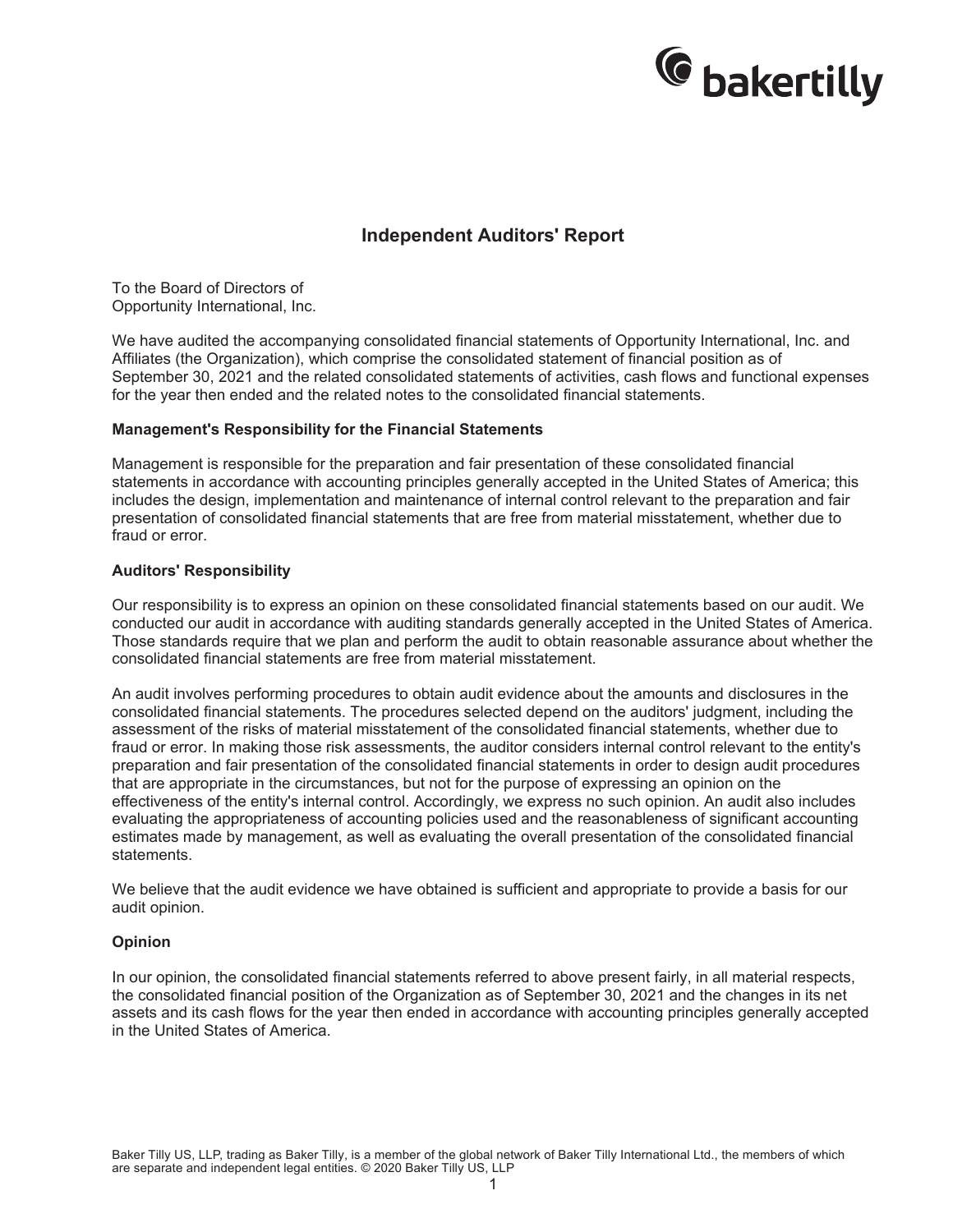# Independent Auditors' Report

To the Board of Directors of
Opportunity International, Inc.

We have audited the accompanying consolidated financial statements of Opportunity International, Inc. and Affiliates (the Organization), which comprise the consolidated statement of financial position as of September 30, 2021 and the related consolidated statements of activities, cash flows and functional expenses for the year then ended and the related notes to the consolidated financial statements.

**Management's Responsibility for the Financial Statements**

Management is responsible for the preparation and fair presentation of these consolidated financial statements in accordance with accounting principles generally accepted in the United States of America; this includes the design, implementation and maintenance of internal control relevant to the preparation and fair presentation of consolidated financial statements that are free from material misstatement, whether due to fraud or error.

**Auditors' Responsibility**

Our responsibility is to express an opinion on these consolidated financial statements based on our audit. We conducted our audit in accordance with auditing standards generally accepted in the United States of America. Those standards require that we plan and perform the audit to obtain reasonable assurance about whether the consolidated financial statements are free from material misstatement.

An audit involves performing procedures to obtain audit evidence about the amounts and disclosures in the consolidated financial statements. The procedures selected depend on the auditors' judgment, including the assessment of the risks of material misstatement of the consolidated financial statements, whether due to fraud or error. In making those risk assessments, the auditor considers internal control relevant to the entity's preparation and fair presentation of the consolidated financial statements in order to design audit procedures that are appropriate in the circumstances, but not for the purpose of expressing an opinion on the effectiveness of the entity's internal control. Accordingly, we express no such opinion. An audit also includes evaluating the appropriateness of accounting policies used and the reasonableness of significant accounting estimates made by management, as well as evaluating the overall presentation of the consolidated financial statements.

We believe that the audit evidence we have obtained is sufficient and appropriate to provide a basis for our audit opinion.

**Opinion**

In our opinion, the consolidated financial statements referred to above present fairly, in all material respects, the consolidated financial position of the Organization as of September 30, 2021 and the changes in its net assets and its cash flows for the year then ended in accordance with accounting principles generally accepted in the United States of America.

Baker Tilly US, LLP, trading as Baker Tilly, is a member of the global network of Baker Tilly International Ltd., the members of which are separate and independent legal entities. © 2020 Baker Tilly US, LLP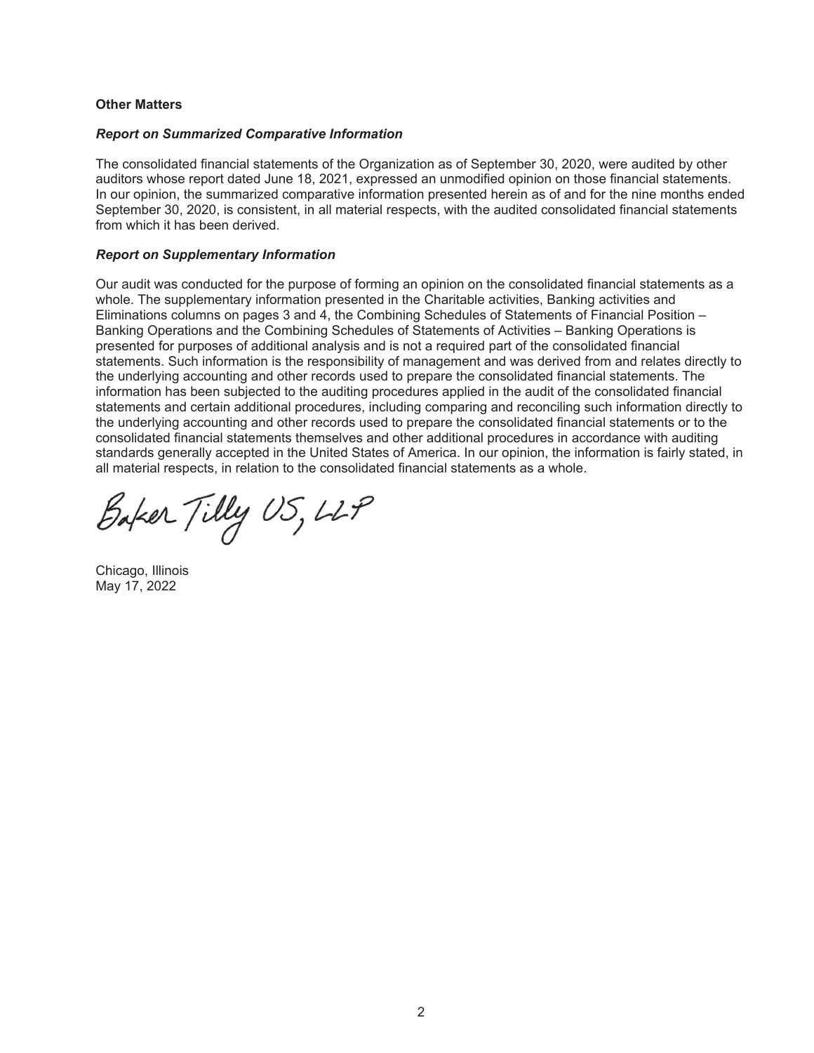**Other Matters**

***Report on Summarized Comparative Information***

The consolidated financial statements of the Organization as of September 30, 2020, were audited by other auditors whose report dated June 18, 2021, expressed an unmodified opinion on those financial statements. In our opinion, the summarized comparative information presented herein as of and for the nine months ended September 30, 2020, is consistent, in all material respects, with the audited consolidated financial statements from which it has been derived.

***Report on Supplementary Information***

Our audit was conducted for the purpose of forming an opinion on the consolidated financial statements as a whole. The supplementary information presented in the Charitable activities, Banking activities and Eliminations columns on pages 3 and 4, the Combining Schedules of Statements of Financial Position – Banking Operations and the Combining Schedules of Statements of Activities – Banking Operations is presented for purposes of additional analysis and is not a required part of the consolidated financial statements. Such information is the responsibility of management and was derived from and relates directly to the underlying accounting and other records used to prepare the consolidated financial statements. The information has been subjected to the auditing procedures applied in the audit of the consolidated financial statements and certain additional procedures, including comparing and reconciling such information directly to the underlying accounting and other records used to prepare the consolidated financial statements or to the consolidated financial statements themselves and other additional procedures in accordance with auditing standards generally accepted in the United States of America. In our opinion, the information is fairly stated, in all material respects, in relation to the consolidated financial statements as a whole.

Baker Tilly US, LLP

Chicago, Illinois
May 17, 2022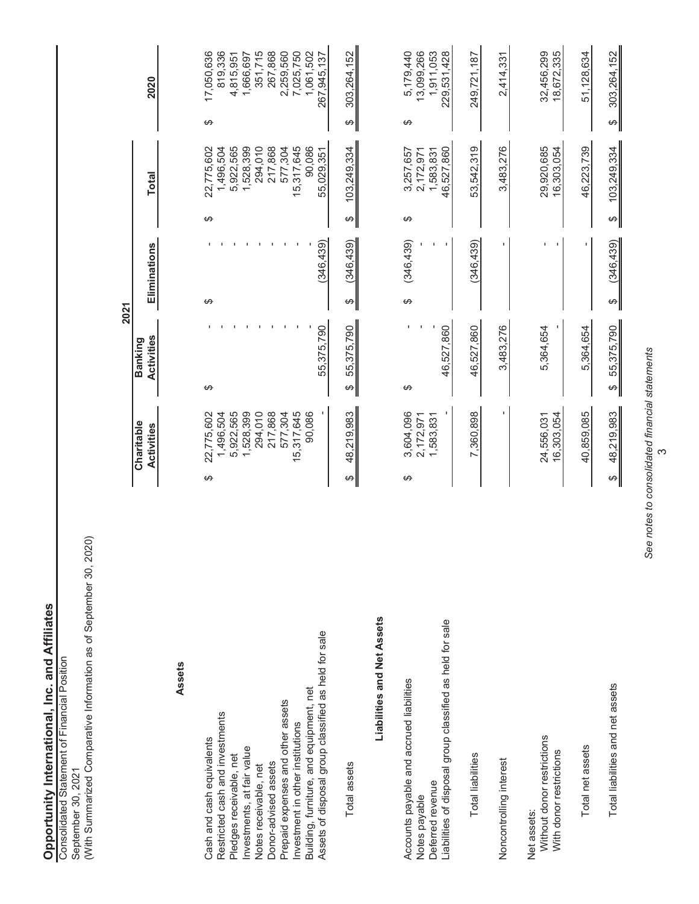# Opportunity International, Inc. and Affiliates

Consolidated Statement of Financial Position
September 30, 2021
(With Summarized Comparative Information as of September 30, 2020)

| | 2021 | | | | |
|---|---|---|---|---|---|
| | Charitable Activities | Banking Activities | Eliminations | Total | 2020 |
| **Assets** | | | | | |
| Cash and cash equivalents | $ 22,775,602 | $ - | $ - | $ 22,775,602 | $ 17,050,636 |
| Restricted cash and investments | 1,496,504 | - | - | 1,496,504 | 819,336 |
| Pledges receivable, net | 5,922,565 | - | - | 5,922,565 | 4,815,951 |
| Investments, at fair value | 1,528,399 | - | - | 1,528,399 | 1,666,697 |
| Notes receivable, net | 294,010 | - | - | 294,010 | 351,715 |
| Donor-advised assets | 217,868 | - | - | 217,868 | 267,868 |
| Prepaid expenses and other assets | 577,304 | - | - | 577,304 | 2,259,560 |
| Investment in other institutions | 15,317,645 | - | - | 15,317,645 | 7,025,750 |
| Building, furniture, and equipment, net | 90,086 | - | - | 90,086 | 1,061,502 |
| Assets of disposal group classified as held for sale | - | 55,375,790 | (346,439) | 55,029,351 | 267,945,137 |
| Total assets | $ 48,219,983 | $ 55,375,790 | $ (346,439) | $ 103,249,334 | $ 303,264,152 |
| **Liabilities and Net Assets** | | | | | |
| Accounts payable and accrued liabilities | $ 3,604,096 | $ - | $ (346,439) | $ 3,257,657 | $ 5,179,440 |
| Notes payable | 2,172,971 | - | - | 2,172,971 | 13,099,266 |
| Deferred revenue | 1,583,831 | - | - | 1,583,831 | 1,911,053 |
| Liabilities of disposal group classified as held for sale | - | 46,527,860 | - | 46,527,860 | 229,531,428 |
| Total liabilities | 7,360,898 | 46,527,860 | (346,439) | 53,542,319 | 249,721,187 |
| Noncontrolling interest | - | 3,483,276 | - | 3,483,276 | 2,414,331 |
| Net assets: | | | | | |
| Without donor restrictions | 24,556,031 | 5,364,654 | - | 29,920,685 | 32,456,299 |
| With donor restrictions | 16,303,054 | - | - | 16,303,054 | 18,672,335 |
| Total net assets | 40,859,085 | 5,364,654 | - | 46,223,739 | 51,128,634 |
| Total liabilities and net assets | $ 48,219,983 | $ 55,375,790 | $ (346,439) | $ 103,249,334 | $ 303,264,152 |

*See notes to consolidated financial statements*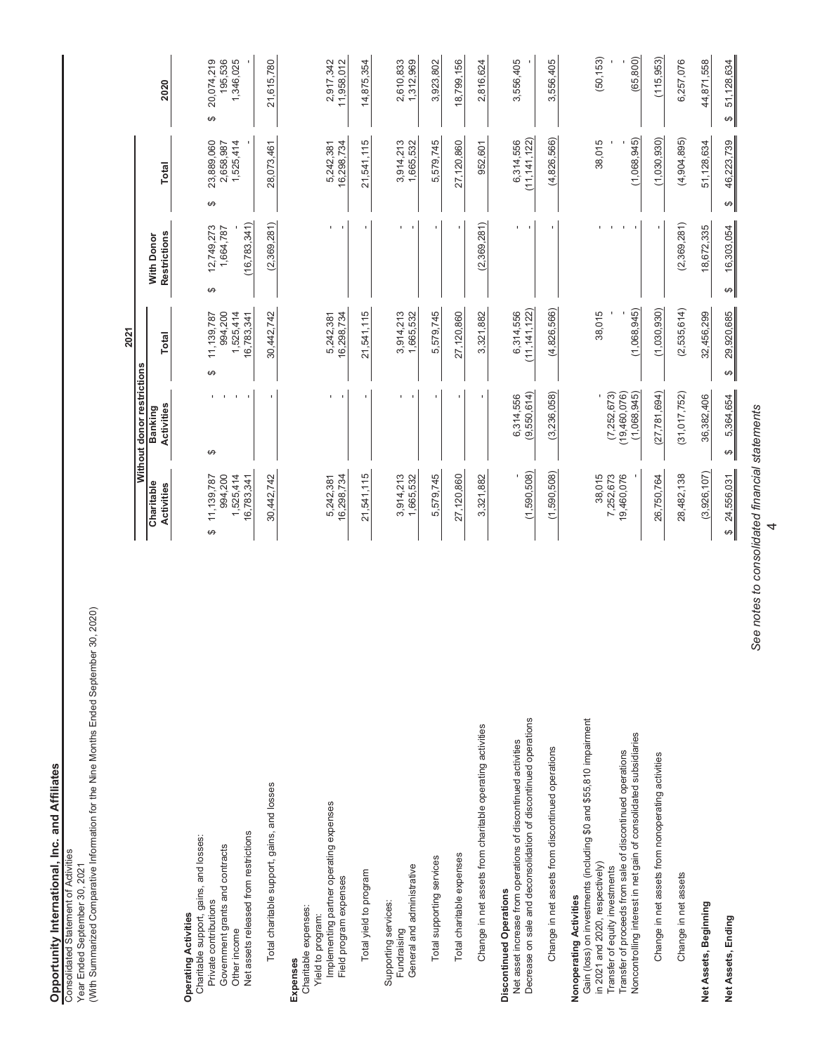# Opportunity International, Inc. and Affiliates

Consolidated Statement of Activities
Year Ended September 30, 2021
(With Summarized Comparative Information for the Nine Months Ended September 30, 2020)

| | 2021 | | | | | |
|---|---|---|---|---|---|---|
| | Without donor restrictions | | | | | |
| | Charitable Activities | Banking Activities | Total | With Donor Restrictions | Total | 2020 |
| **Operating Activities** | | | | | | |
| Charitable support, gains, and losses: | | | | | | |
| Private contributions | $ 11,139,787 | $ - | $ 11,139,787 | $ 12,749,273 | $ 23,889,060 | $ 20,074,219 |
| Government grants and contracts | 994,200 | - | 994,200 | 1,664,787 | 2,658,987 | 195,536 |
| Other income | 1,525,414 | - | 1,525,414 | - | 1,525,414 | 1,346,025 |
| Net assets released from restrictions | 16,783,341 | - | 16,783,341 | (16,783,341) | - | - |
| Total charitable support, gains, and losses | 30,442,742 | - | 30,442,742 | (2,369,281) | 28,073,461 | 21,615,780 |
| **Expenses** | | | | | | |
| Charitable expenses: | | | | | | |
| Yield to program: | | | | | | |
| Implementing partner operating expenses | 5,242,381 | - | 5,242,381 | - | 5,242,381 | 2,917,342 |
| Field program expenses | 16,298,734 | - | 16,298,734 | - | 16,298,734 | 11,958,012 |
| Total yield to program | 21,541,115 | - | 21,541,115 | - | 21,541,115 | 14,875,354 |
| Supporting services: | | | | | | |
| Fundraising | 3,914,213 | - | 3,914,213 | - | 3,914,213 | 2,610,833 |
| General and administrative | 1,665,532 | - | 1,665,532 | - | 1,665,532 | 1,312,969 |
| Total supporting services | 5,579,745 | - | 5,579,745 | - | 5,579,745 | 3,923,802 |
| Total charitable expenses | 27,120,860 | - | 27,120,860 | - | 27,120,860 | 18,799,156 |
| Change in net assets from charitable operating activities | 3,321,882 | - | 3,321,882 | (2,369,281) | 952,601 | 2,816,624 |
| **Discontinued Operations** | | | | | | |
| Net asset increase from operations of discontinued activities | - | 6,314,556 | 6,314,556 | - | 6,314,556 | 3,556,405 |
| Decrease on sale and deconsolidation of discontinued operations | (1,590,508) | (9,550,614) | (11,141,122) | - | (11,141,122) | - |
| Change in net assets from discontinued operations | (1,590,508) | (3,236,058) | (4,826,566) | - | (4,826,566) | 3,556,405 |
| **Nonoperating Activities** | | | | | | |
| Gain (loss) on investments (including $0 and $55,810 impairment in 2021 and 2020, respectively) | 38,015 | - | 38,015 | - | 38,015 | (50,153) |
| Transfer of equity investments | 7,252,673 | (7,252,673) | - | - | - | - |
| Transfer of proceeds from sale of discontinued operations | 19,460,076 | (19,460,076) | - | - | - | - |
| Noncontrolling interest in net gain of consolidated subsidiaries | - | (1,068,945) | (1,068,945) | - | (1,068,945) | (65,800) |
| Change in net assets from nonoperating activities | 26,750,764 | (27,781,694) | (1,030,930) | - | (1,030,930) | (115,953) |
| Change in net assets | 28,482,138 | (31,017,752) | (2,535,614) | (2,369,281) | (4,904,895) | 6,257,076 |
| **Net Assets, Beginning** | (3,926,107) | 36,382,406 | 32,456,299 | 18,672,335 | 51,128,634 | 44,871,558 |
| **Net Assets, Ending** | $ 24,556,031 | $ 5,364,654 | $ 29,920,685 | $ 16,303,054 | $ 46,223,739 | $ 51,128,634 |

*See notes to consolidated financial statements*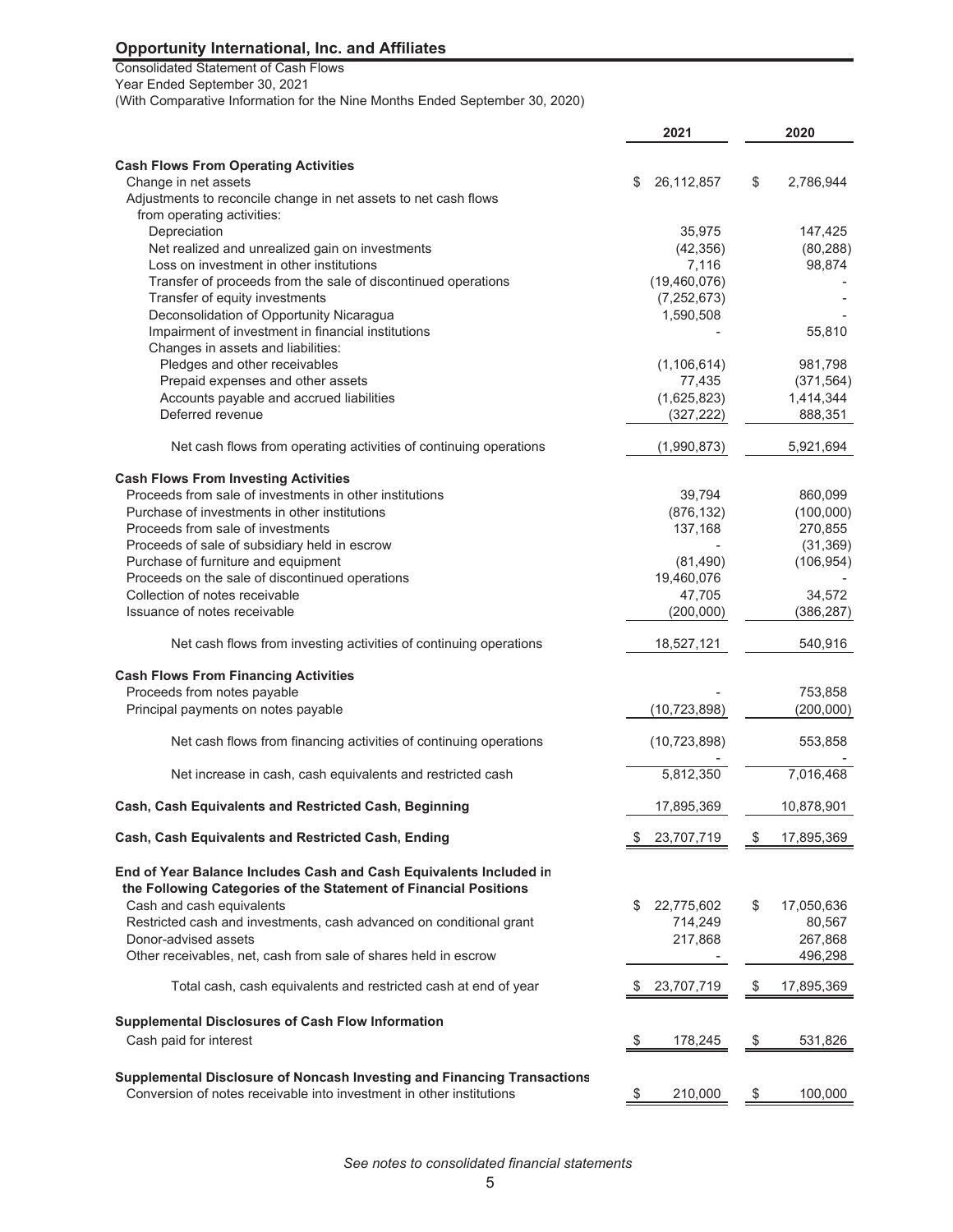# Opportunity International, Inc. and Affiliates

Consolidated Statement of Cash Flows
Year Ended September 30, 2021
(With Comparative Information for the Nine Months Ended September 30, 2020)

| | 2021 | 2020 |
|---|---|---|
| **Cash Flows From Operating Activities** | | |
| Change in net assets | $ 26,112,857 | $ 2,786,944 |
| Adjustments to reconcile change in net assets to net cash flows from operating activities: | | |
| Depreciation | 35,975 | 147,425 |
| Net realized and unrealized gain on investments | (42,356) | (80,288) |
| Loss on investment in other institutions | 7,116 | 98,874 |
| Transfer of proceeds from the sale of discontinued operations | (19,460,076) | - |
| Transfer of equity investments | (7,252,673) | - |
| Deconsolidation of Opportunity Nicaragua | 1,590,508 | - |
| Impairment of investment in financial institutions | - | 55,810 |
| Changes in assets and liabilities: | | |
| Pledges and other receivables | (1,106,614) | 981,798 |
| Prepaid expenses and other assets | 77,435 | (371,564) |
| Accounts payable and accrued liabilities | (1,625,823) | 1,414,344 |
| Deferred revenue | (327,222) | 888,351 |
| Net cash flows from operating activities of continuing operations | (1,990,873) | 5,921,694 |
| **Cash Flows From Investing Activities** | | |
| Proceeds from sale of investments in other institutions | 39,794 | 860,099 |
| Purchase of investments in other institutions | (876,132) | (100,000) |
| Proceeds from sale of investments | 137,168 | 270,855 |
| Proceeds of sale of subsidiary held in escrow | - | (31,369) |
| Purchase of furniture and equipment | (81,490) | (106,954) |
| Proceeds on the sale of discontinued operations | 19,460,076 | - |
| Collection of notes receivable | 47,705 | 34,572 |
| Issuance of notes receivable | (200,000) | (386,287) |
| Net cash flows from investing activities of continuing operations | 18,527,121 | 540,916 |
| **Cash Flows From Financing Activities** | | |
| Proceeds from notes payable | - | 753,858 |
| Principal payments on notes payable | (10,723,898) | (200,000) |
| Net cash flows from financing activities of continuing operations | (10,723,898) | 553,858 |
| | - | - |
| Net increase in cash, cash equivalents and restricted cash | 5,812,350 | 7,016,468 |
| **Cash, Cash Equivalents and Restricted Cash, Beginning** | 17,895,369 | 10,878,901 |
| **Cash, Cash Equivalents and Restricted Cash, Ending** | $ 23,707,719 | $ 17,895,369 |
| **End of Year Balance Includes Cash and Cash Equivalents Included in the Following Categories of the Statement of Financial Positions** | | |
| Cash and cash equivalents | $ 22,775,602 | $ 17,050,636 |
| Restricted cash and investments, cash advanced on conditional grant | 714,249 | 80,567 |
| Donor-advised assets | 217,868 | 267,868 |
| Other receivables, net, cash from sale of shares held in escrow | - | 496,298 |
| Total cash, cash equivalents and restricted cash at end of year | $ 23,707,719 | $ 17,895,369 |
| **Supplemental Disclosures of Cash Flow Information** | | |
| Cash paid for interest | $ 178,245 | $ 531,826 |
| **Supplemental Disclosure of Noncash Investing and Financing Transactions** | | |
| Conversion of notes receivable into investment in other institutions | $ 210,000 | $ 100,000 |

*See notes to consolidated financial statements*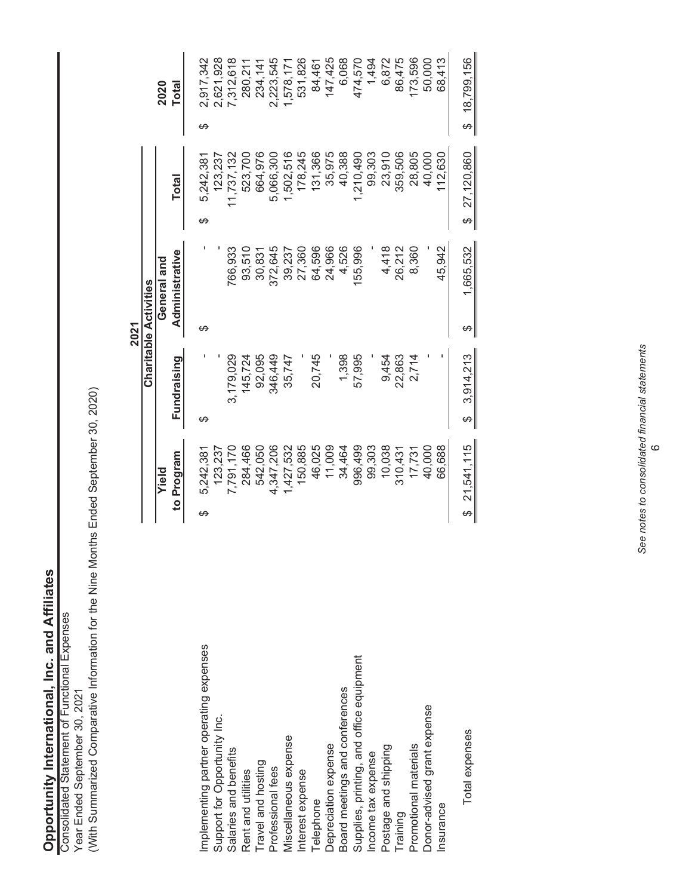# Opportunity International, Inc. and Affiliates

Consolidated Statement of Functional Expenses
Year Ended September 30, 2021
(With Summarized Comparative Information for the Nine Months Ended September 30, 2020)

| | 2021 | | | | 2020 |
|---|---|---|---|---|---|
| | Charitable Activities | | | | |
| | Yield to Program | Fundraising | General and Administrative | Total | Total |
| Implementing partner operating expenses | $ 5,242,381 | $ - | $ - | $ 5,242,381 | $ 2,917,342 |
| Support for Opportunity Inc. | 123,237 | - | - | 123,237 | 2,621,928 |
| Salaries and benefits | 7,791,170 | 3,179,029 | 766,933 | 11,737,132 | 7,312,618 |
| Rent and utilities | 284,466 | 145,724 | 93,510 | 523,700 | 280,211 |
| Travel and hosting | 542,050 | 92,095 | 30,831 | 664,976 | 234,141 |
| Professional fees | 4,347,206 | 346,449 | 372,645 | 5,066,300 | 2,223,545 |
| Miscellaneous expense | 1,427,532 | 35,747 | 39,237 | 1,502,516 | 1,578,171 |
| Interest expense | 150,885 | - | 27,360 | 178,245 | 531,826 |
| Telephone | 46,025 | 20,745 | 64,596 | 131,366 | 84,461 |
| Depreciation expense | 11,009 | - | 24,966 | 35,975 | 147,425 |
| Board meetings and conferences | 34,464 | 1,398 | 4,526 | 40,388 | 6,068 |
| Supplies, printing, and office equipment | 996,499 | 57,995 | 155,996 | 1,210,490 | 474,570 |
| Income tax expense | 99,303 | - | - | 99,303 | 1,494 |
| Postage and shipping | 10,038 | 9,454 | 4,418 | 23,910 | 6,872 |
| Training | 310,431 | 22,863 | 26,212 | 359,506 | 86,475 |
| Promotional materials | 17,731 | 2,714 | 8,360 | 28,805 | 173,596 |
| Donor-advised grant expense | 40,000 | - | - | 40,000 | 50,000 |
| Insurance | 66,688 | - | 45,942 | 112,630 | 68,413 |
| Total expenses | $ 21,541,115 | $ 3,914,213 | $ 1,665,532 | $ 27,120,860 | $ 18,799,156 |

*See notes to consolidated financial statements*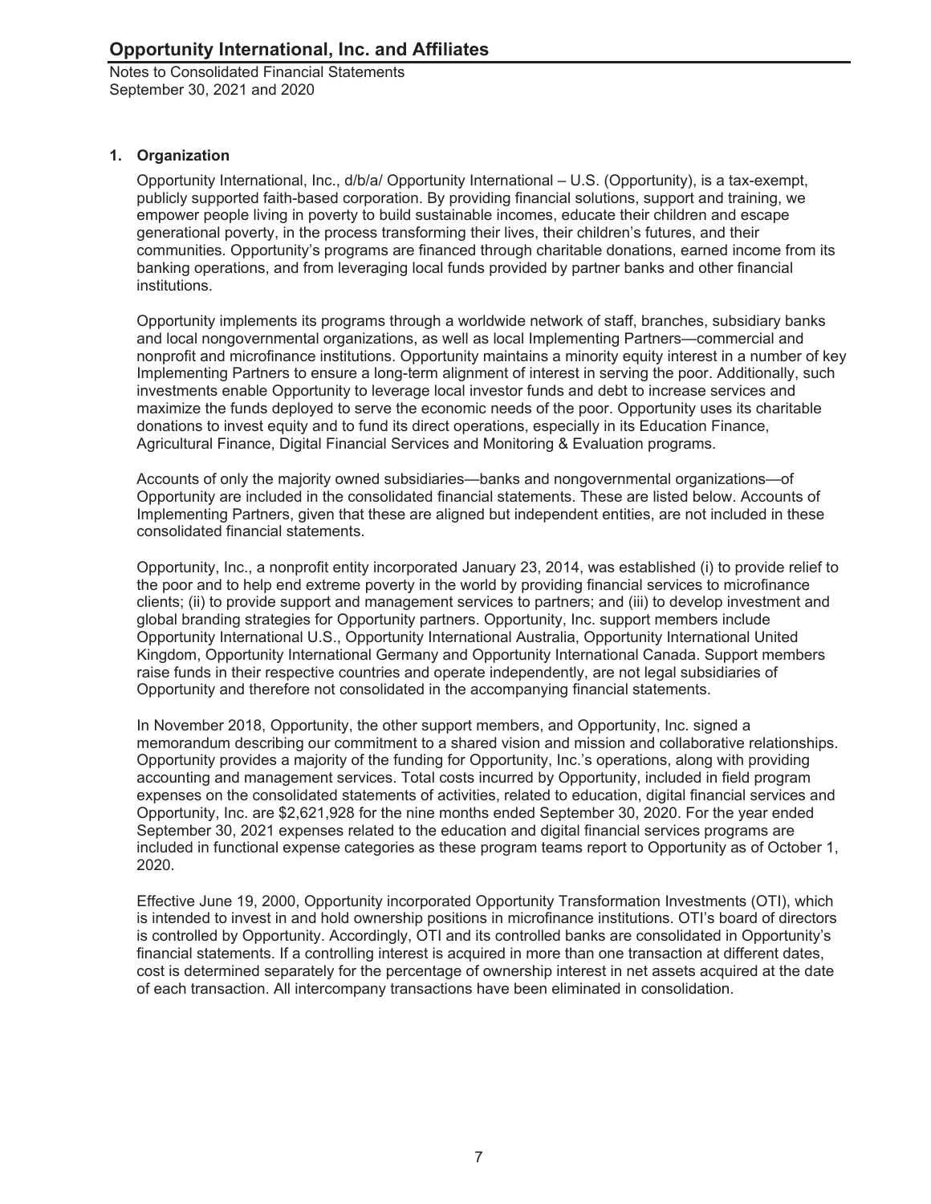## 1. Organization

Opportunity International, Inc., d/b/a/ Opportunity International – U.S. (Opportunity), is a tax-exempt, publicly supported faith-based corporation. By providing financial solutions, support and training, we empower people living in poverty to build sustainable incomes, educate their children and escape generational poverty, in the process transforming their lives, their children's futures, and their communities. Opportunity's programs are financed through charitable donations, earned income from its banking operations, and from leveraging local funds provided by partner banks and other financial institutions.

Opportunity implements its programs through a worldwide network of staff, branches, subsidiary banks and local nongovernmental organizations, as well as local Implementing Partners—commercial and nonprofit and microfinance institutions. Opportunity maintains a minority equity interest in a number of key Implementing Partners to ensure a long-term alignment of interest in serving the poor. Additionally, such investments enable Opportunity to leverage local investor funds and debt to increase services and maximize the funds deployed to serve the economic needs of the poor. Opportunity uses its charitable donations to invest equity and to fund its direct operations, especially in its Education Finance, Agricultural Finance, Digital Financial Services and Monitoring & Evaluation programs.

Accounts of only the majority owned subsidiaries—banks and nongovernmental organizations—of Opportunity are included in the consolidated financial statements. These are listed below. Accounts of Implementing Partners, given that these are aligned but independent entities, are not included in these consolidated financial statements.

Opportunity, Inc., a nonprofit entity incorporated January 23, 2014, was established (i) to provide relief to the poor and to help end extreme poverty in the world by providing financial services to microfinance clients; (ii) to provide support and management services to partners; and (iii) to develop investment and global branding strategies for Opportunity partners. Opportunity, Inc. support members include Opportunity International U.S., Opportunity International Australia, Opportunity International United Kingdom, Opportunity International Germany and Opportunity International Canada. Support members raise funds in their respective countries and operate independently, are not legal subsidiaries of Opportunity and therefore not consolidated in the accompanying financial statements.

In November 2018, Opportunity, the other support members, and Opportunity, Inc. signed a memorandum describing our commitment to a shared vision and mission and collaborative relationships. Opportunity provides a majority of the funding for Opportunity, Inc.'s operations, along with providing accounting and management services. Total costs incurred by Opportunity, included in field program expenses on the consolidated statements of activities, related to education, digital financial services and Opportunity, Inc. are $2,621,928 for the nine months ended September 30, 2020. For the year ended September 30, 2021 expenses related to the education and digital financial services programs are included in functional expense categories as these program teams report to Opportunity as of October 1, 2020.

Effective June 19, 2000, Opportunity incorporated Opportunity Transformation Investments (OTI), which is intended to invest in and hold ownership positions in microfinance institutions. OTI's board of directors is controlled by Opportunity. Accordingly, OTI and its controlled banks are consolidated in Opportunity's financial statements. If a controlling interest is acquired in more than one transaction at different dates, cost is determined separately for the percentage of ownership interest in net assets acquired at the date of each transaction. All intercompany transactions have been eliminated in consolidation.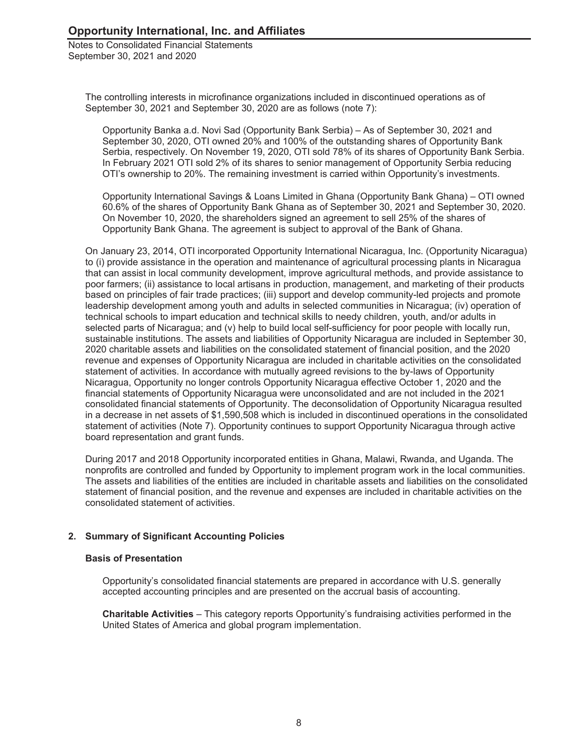The controlling interests in microfinance organizations included in discontinued operations as of September 30, 2021 and September 30, 2020 are as follows (note 7):

Opportunity Banka a.d. Novi Sad (Opportunity Bank Serbia) – As of September 30, 2021 and September 30, 2020, OTI owned 20% and 100% of the outstanding shares of Opportunity Bank Serbia, respectively. On November 19, 2020, OTI sold 78% of its shares of Opportunity Bank Serbia. In February 2021 OTI sold 2% of its shares to senior management of Opportunity Serbia reducing OTI's ownership to 20%. The remaining investment is carried within Opportunity's investments.

Opportunity International Savings & Loans Limited in Ghana (Opportunity Bank Ghana) – OTI owned 60.6% of the shares of Opportunity Bank Ghana as of September 30, 2021 and September 30, 2020. On November 10, 2020, the shareholders signed an agreement to sell 25% of the shares of Opportunity Bank Ghana. The agreement is subject to approval of the Bank of Ghana.

On January 23, 2014, OTI incorporated Opportunity International Nicaragua, Inc. (Opportunity Nicaragua) to (i) provide assistance in the operation and maintenance of agricultural processing plants in Nicaragua that can assist in local community development, improve agricultural methods, and provide assistance to poor farmers; (ii) assistance to local artisans in production, management, and marketing of their products based on principles of fair trade practices; (iii) support and develop community-led projects and promote leadership development among youth and adults in selected communities in Nicaragua; (iv) operation of technical schools to impart education and technical skills to needy children, youth, and/or adults in selected parts of Nicaragua; and (v) help to build local self-sufficiency for poor people with locally run, sustainable institutions. The assets and liabilities of Opportunity Nicaragua are included in September 30, 2020 charitable assets and liabilities on the consolidated statement of financial position, and the 2020 revenue and expenses of Opportunity Nicaragua are included in charitable activities on the consolidated statement of activities. In accordance with mutually agreed revisions to the by-laws of Opportunity Nicaragua, Opportunity no longer controls Opportunity Nicaragua effective October 1, 2020 and the financial statements of Opportunity Nicaragua were unconsolidated and are not included in the 2021 consolidated financial statements of Opportunity. The deconsolidation of Opportunity Nicaragua resulted in a decrease in net assets of $1,590,508 which is included in discontinued operations in the consolidated statement of activities (Note 7). Opportunity continues to support Opportunity Nicaragua through active board representation and grant funds.

During 2017 and 2018 Opportunity incorporated entities in Ghana, Malawi, Rwanda, and Uganda. The nonprofits are controlled and funded by Opportunity to implement program work in the local communities. The assets and liabilities of the entities are included in charitable assets and liabilities on the consolidated statement of financial position, and the revenue and expenses are included in charitable activities on the consolidated statement of activities.

## 2. Summary of Significant Accounting Policies

### Basis of Presentation

Opportunity's consolidated financial statements are prepared in accordance with U.S. generally accepted accounting principles and are presented on the accrual basis of accounting.

**Charitable Activities** – This category reports Opportunity's fundraising activities performed in the United States of America and global program implementation.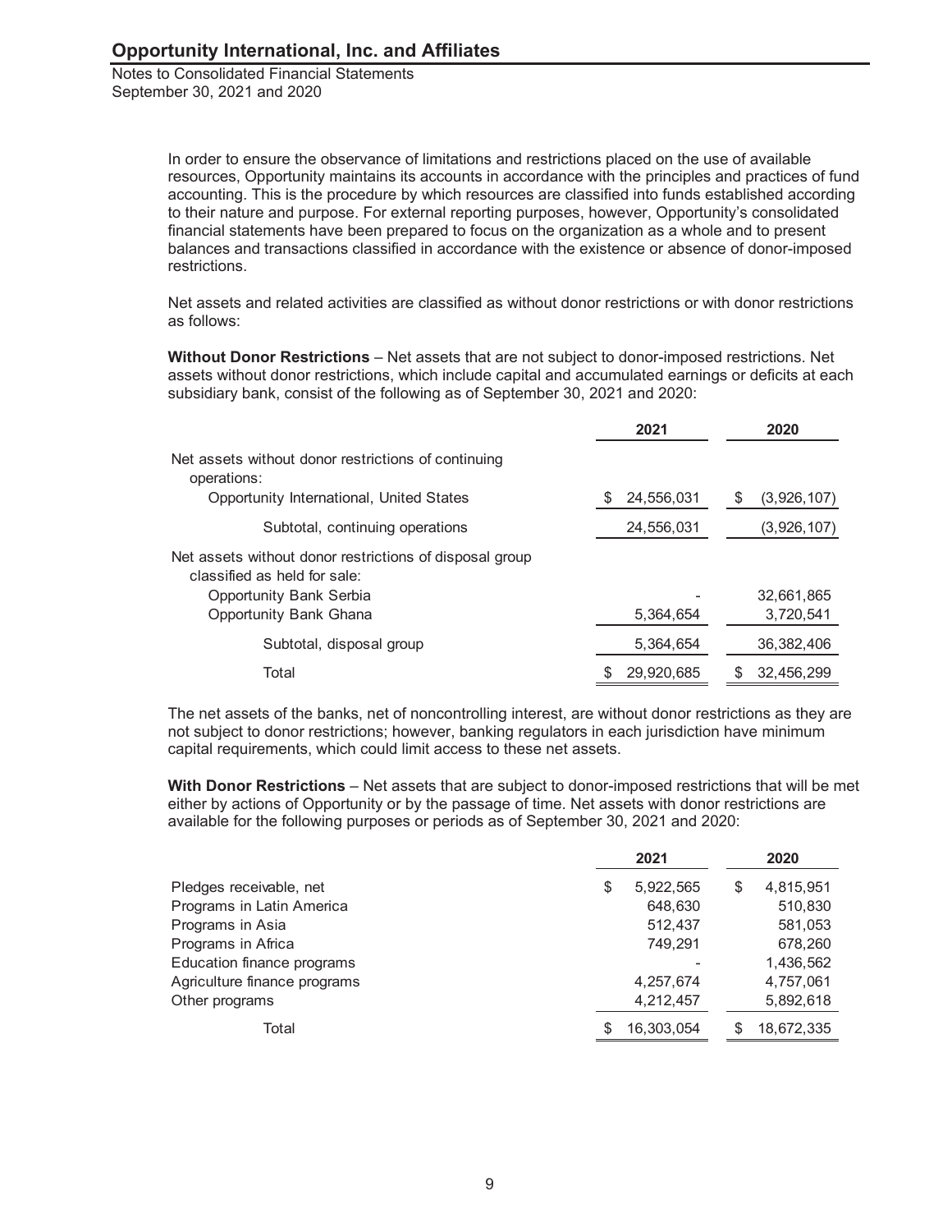In order to ensure the observance of limitations and restrictions placed on the use of available resources, Opportunity maintains its accounts in accordance with the principles and practices of fund accounting. This is the procedure by which resources are classified into funds established according to their nature and purpose. For external reporting purposes, however, Opportunity's consolidated financial statements have been prepared to focus on the organization as a whole and to present balances and transactions classified in accordance with the existence or absence of donor-imposed restrictions.

Net assets and related activities are classified as without donor restrictions or with donor restrictions as follows:

**Without Donor Restrictions** – Net assets that are not subject to donor-imposed restrictions. Net assets without donor restrictions, which include capital and accumulated earnings or deficits at each subsidiary bank, consist of the following as of September 30, 2021 and 2020:

| | 2021 | 2020 |
|---|---|---|
| Net assets without donor restrictions of continuing operations: | | |
| Opportunity International, United States | $ 24,556,031 | $ (3,926,107) |
| Subtotal, continuing operations | 24,556,031 | (3,926,107) |
| Net assets without donor restrictions of disposal group classified as held for sale: | | |
| Opportunity Bank Serbia | - | 32,661,865 |
| Opportunity Bank Ghana | 5,364,654 | 3,720,541 |
| Subtotal, disposal group | 5,364,654 | 36,382,406 |
| Total | $ 29,920,685 | $ 32,456,299 |

The net assets of the banks, net of noncontrolling interest, are without donor restrictions as they are not subject to donor restrictions; however, banking regulators in each jurisdiction have minimum capital requirements, which could limit access to these net assets.

**With Donor Restrictions** – Net assets that are subject to donor-imposed restrictions that will be met either by actions of Opportunity or by the passage of time. Net assets with donor restrictions are available for the following purposes or periods as of September 30, 2021 and 2020:

| | 2021 | 2020 |
|---|---|---|
| Pledges receivable, net | $ 5,922,565 | $ 4,815,951 |
| Programs in Latin America | 648,630 | 510,830 |
| Programs in Asia | 512,437 | 581,053 |
| Programs in Africa | 749,291 | 678,260 |
| Education finance programs | - | 1,436,562 |
| Agriculture finance programs | 4,257,674 | 4,757,061 |
| Other programs | 4,212,457 | 5,892,618 |
| Total | $ 16,303,054 | $ 18,672,335 |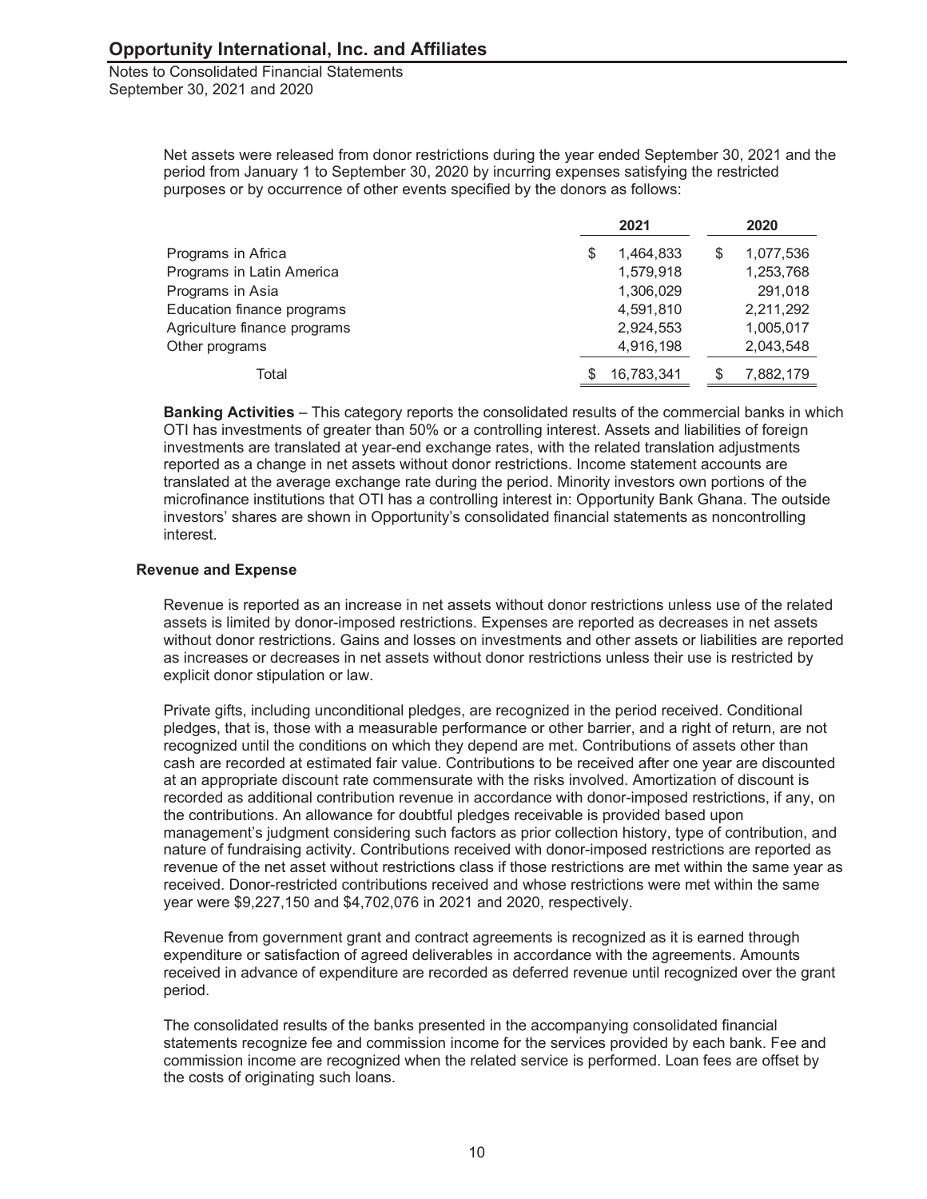Net assets were released from donor restrictions during the year ended September 30, 2021 and the period from January 1 to September 30, 2020 by incurring expenses satisfying the restricted purposes or by occurrence of other events specified by the donors as follows:

| | 2021 | 2020 |
|---|---|---|
| Programs in Africa | $ 1,464,833 | $ 1,077,536 |
| Programs in Latin America | 1,579,918 | 1,253,768 |
| Programs in Asia | 1,306,029 | 291,018 |
| Education finance programs | 4,591,810 | 2,211,292 |
| Agriculture finance programs | 2,924,553 | 1,005,017 |
| Other programs | 4,916,198 | 2,043,548 |
| Total | $ 16,783,341 | $ 7,882,179 |

**Banking Activities** – This category reports the consolidated results of the commercial banks in which OTI has investments of greater than 50% or a controlling interest. Assets and liabilities of foreign investments are translated at year-end exchange rates, with the related translation adjustments reported as a change in net assets without donor restrictions. Income statement accounts are translated at the average exchange rate during the period. Minority investors own portions of the microfinance institutions that OTI has a controlling interest in: Opportunity Bank Ghana. The outside investors' shares are shown in Opportunity's consolidated financial statements as noncontrolling interest.

### Revenue and Expense

Revenue is reported as an increase in net assets without donor restrictions unless use of the related assets is limited by donor-imposed restrictions. Expenses are reported as decreases in net assets without donor restrictions. Gains and losses on investments and other assets or liabilities are reported as increases or decreases in net assets without donor restrictions unless their use is restricted by explicit donor stipulation or law.

Private gifts, including unconditional pledges, are recognized in the period received. Conditional pledges, that is, those with a measurable performance or other barrier, and a right of return, are not recognized until the conditions on which they depend are met. Contributions of assets other than cash are recorded at estimated fair value. Contributions to be received after one year are discounted at an appropriate discount rate commensurate with the risks involved. Amortization of discount is recorded as additional contribution revenue in accordance with donor-imposed restrictions, if any, on the contributions. An allowance for doubtful pledges receivable is provided based upon management's judgment considering such factors as prior collection history, type of contribution, and nature of fundraising activity. Contributions received with donor-imposed restrictions are reported as revenue of the net asset without restrictions class if those restrictions are met within the same year as received. Donor-restricted contributions received and whose restrictions were met within the same year were $9,227,150 and $4,702,076 in 2021 and 2020, respectively.

Revenue from government grant and contract agreements is recognized as it is earned through expenditure or satisfaction of agreed deliverables in accordance with the agreements. Amounts received in advance of expenditure are recorded as deferred revenue until recognized over the grant period.

The consolidated results of the banks presented in the accompanying consolidated financial statements recognize fee and commission income for the services provided by each bank. Fee and commission income are recognized when the related service is performed. Loan fees are offset by the costs of originating such loans.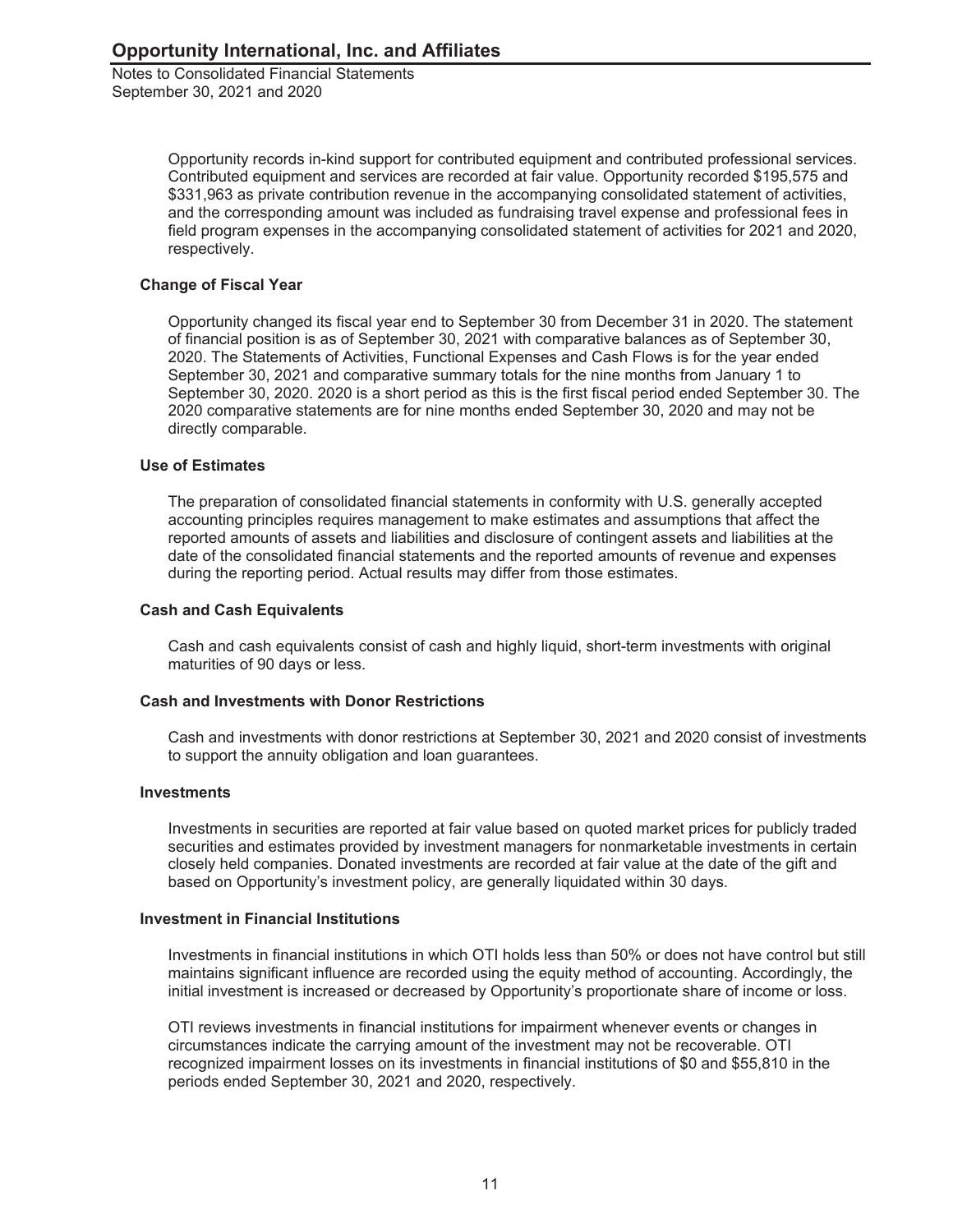Opportunity records in-kind support for contributed equipment and contributed professional services. Contributed equipment and services are recorded at fair value. Opportunity recorded $195,575 and $331,963 as private contribution revenue in the accompanying consolidated statement of activities, and the corresponding amount was included as fundraising travel expense and professional fees in field program expenses in the accompanying consolidated statement of activities for 2021 and 2020, respectively.

### Change of Fiscal Year

Opportunity changed its fiscal year end to September 30 from December 31 in 2020. The statement of financial position is as of September 30, 2021 with comparative balances as of September 30, 2020. The Statements of Activities, Functional Expenses and Cash Flows is for the year ended September 30, 2021 and comparative summary totals for the nine months from January 1 to September 30, 2020. 2020 is a short period as this is the first fiscal period ended September 30. The 2020 comparative statements are for nine months ended September 30, 2020 and may not be directly comparable.

### Use of Estimates

The preparation of consolidated financial statements in conformity with U.S. generally accepted accounting principles requires management to make estimates and assumptions that affect the reported amounts of assets and liabilities and disclosure of contingent assets and liabilities at the date of the consolidated financial statements and the reported amounts of revenue and expenses during the reporting period. Actual results may differ from those estimates.

### Cash and Cash Equivalents

Cash and cash equivalents consist of cash and highly liquid, short-term investments with original maturities of 90 days or less.

### Cash and Investments with Donor Restrictions

Cash and investments with donor restrictions at September 30, 2021 and 2020 consist of investments to support the annuity obligation and loan guarantees.

### Investments

Investments in securities are reported at fair value based on quoted market prices for publicly traded securities and estimates provided by investment managers for nonmarketable investments in certain closely held companies. Donated investments are recorded at fair value at the date of the gift and based on Opportunity's investment policy, are generally liquidated within 30 days.

### Investment in Financial Institutions

Investments in financial institutions in which OTI holds less than 50% or does not have control but still maintains significant influence are recorded using the equity method of accounting. Accordingly, the initial investment is increased or decreased by Opportunity's proportionate share of income or loss.

OTI reviews investments in financial institutions for impairment whenever events or changes in circumstances indicate the carrying amount of the investment may not be recoverable. OTI recognized impairment losses on its investments in financial institutions of $0 and $55,810 in the periods ended September 30, 2021 and 2020, respectively.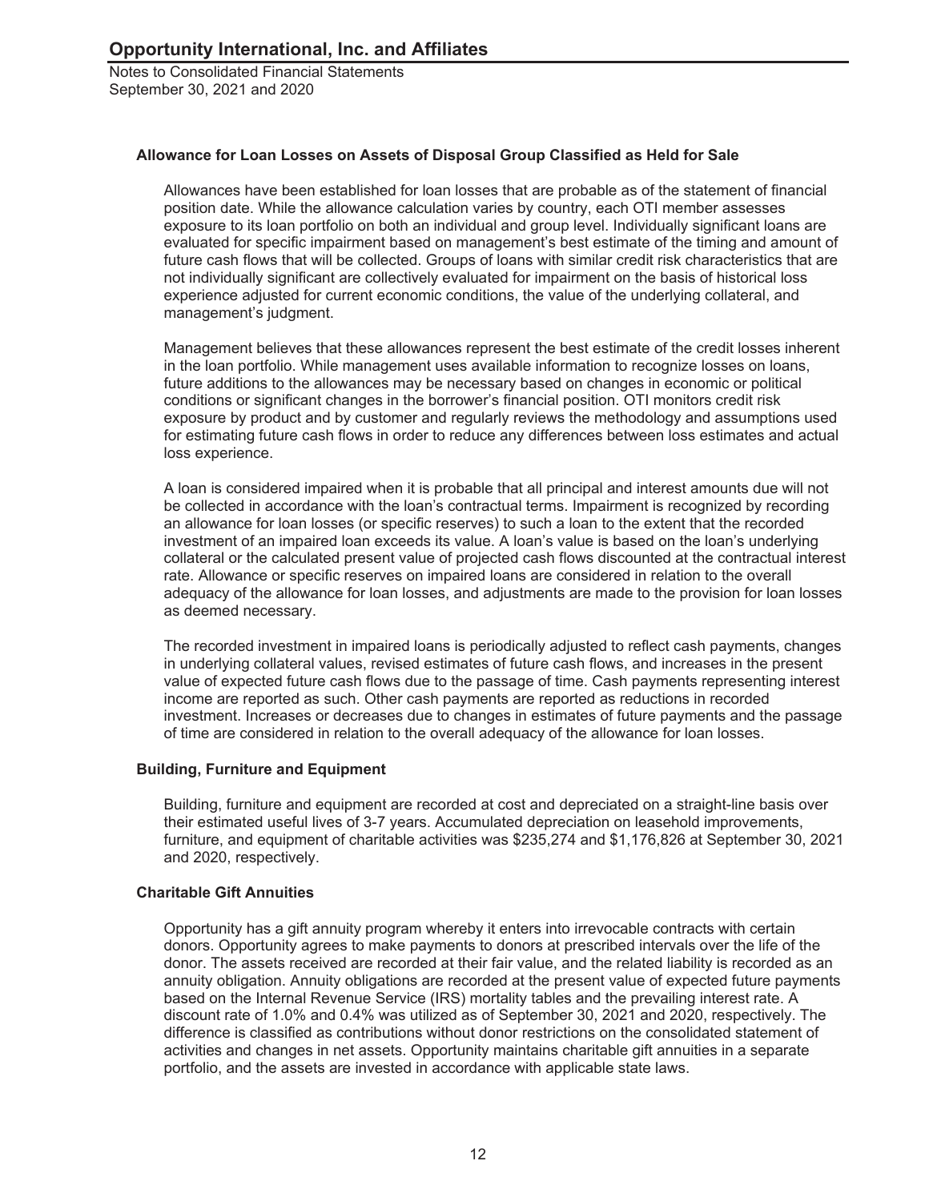### Allowance for Loan Losses on Assets of Disposal Group Classified as Held for Sale

Allowances have been established for loan losses that are probable as of the statement of financial position date. While the allowance calculation varies by country, each OTI member assesses exposure to its loan portfolio on both an individual and group level. Individually significant loans are evaluated for specific impairment based on management's best estimate of the timing and amount of future cash flows that will be collected. Groups of loans with similar credit risk characteristics that are not individually significant are collectively evaluated for impairment on the basis of historical loss experience adjusted for current economic conditions, the value of the underlying collateral, and management's judgment.

Management believes that these allowances represent the best estimate of the credit losses inherent in the loan portfolio. While management uses available information to recognize losses on loans, future additions to the allowances may be necessary based on changes in economic or political conditions or significant changes in the borrower's financial position. OTI monitors credit risk exposure by product and by customer and regularly reviews the methodology and assumptions used for estimating future cash flows in order to reduce any differences between loss estimates and actual loss experience.

A loan is considered impaired when it is probable that all principal and interest amounts due will not be collected in accordance with the loan's contractual terms. Impairment is recognized by recording an allowance for loan losses (or specific reserves) to such a loan to the extent that the recorded investment of an impaired loan exceeds its value. A loan's value is based on the loan's underlying collateral or the calculated present value of projected cash flows discounted at the contractual interest rate. Allowance or specific reserves on impaired loans are considered in relation to the overall adequacy of the allowance for loan losses, and adjustments are made to the provision for loan losses as deemed necessary.

The recorded investment in impaired loans is periodically adjusted to reflect cash payments, changes in underlying collateral values, revised estimates of future cash flows, and increases in the present value of expected future cash flows due to the passage of time. Cash payments representing interest income are reported as such. Other cash payments are reported as reductions in recorded investment. Increases or decreases due to changes in estimates of future payments and the passage of time are considered in relation to the overall adequacy of the allowance for loan losses.

### Building, Furniture and Equipment

Building, furniture and equipment are recorded at cost and depreciated on a straight-line basis over their estimated useful lives of 3-7 years. Accumulated depreciation on leasehold improvements, furniture, and equipment of charitable activities was $235,274 and $1,176,826 at September 30, 2021 and 2020, respectively.

### Charitable Gift Annuities

Opportunity has a gift annuity program whereby it enters into irrevocable contracts with certain donors. Opportunity agrees to make payments to donors at prescribed intervals over the life of the donor. The assets received are recorded at their fair value, and the related liability is recorded as an annuity obligation. Annuity obligations are recorded at the present value of expected future payments based on the Internal Revenue Service (IRS) mortality tables and the prevailing interest rate. A discount rate of 1.0% and 0.4% was utilized as of September 30, 2021 and 2020, respectively. The difference is classified as contributions without donor restrictions on the consolidated statement of activities and changes in net assets. Opportunity maintains charitable gift annuities in a separate portfolio, and the assets are invested in accordance with applicable state laws.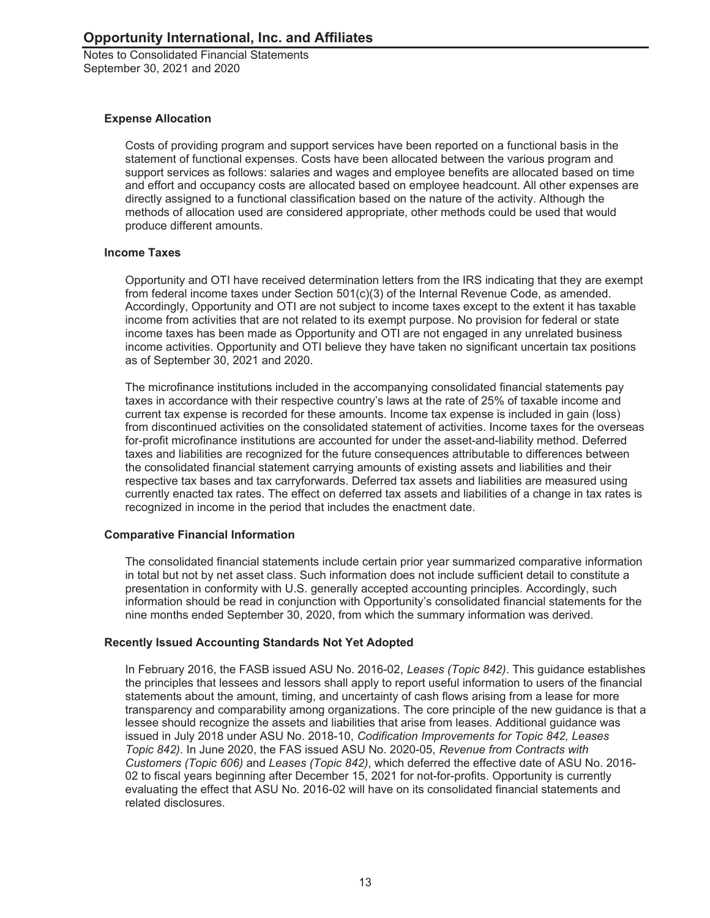### Expense Allocation

Costs of providing program and support services have been reported on a functional basis in the statement of functional expenses. Costs have been allocated between the various program and support services as follows: salaries and wages and employee benefits are allocated based on time and effort and occupancy costs are allocated based on employee headcount. All other expenses are directly assigned to a functional classification based on the nature of the activity. Although the methods of allocation used are considered appropriate, other methods could be used that would produce different amounts.

### Income Taxes

Opportunity and OTI have received determination letters from the IRS indicating that they are exempt from federal income taxes under Section 501(c)(3) of the Internal Revenue Code, as amended. Accordingly, Opportunity and OTI are not subject to income taxes except to the extent it has taxable income from activities that are not related to its exempt purpose. No provision for federal or state income taxes has been made as Opportunity and OTI are not engaged in any unrelated business income activities. Opportunity and OTI believe they have taken no significant uncertain tax positions as of September 30, 2021 and 2020.

The microfinance institutions included in the accompanying consolidated financial statements pay taxes in accordance with their respective country's laws at the rate of 25% of taxable income and current tax expense is recorded for these amounts. Income tax expense is included in gain (loss) from discontinued activities on the consolidated statement of activities. Income taxes for the overseas for-profit microfinance institutions are accounted for under the asset-and-liability method. Deferred taxes and liabilities are recognized for the future consequences attributable to differences between the consolidated financial statement carrying amounts of existing assets and liabilities and their respective tax bases and tax carryforwards. Deferred tax assets and liabilities are measured using currently enacted tax rates. The effect on deferred tax assets and liabilities of a change in tax rates is recognized in income in the period that includes the enactment date.

### Comparative Financial Information

The consolidated financial statements include certain prior year summarized comparative information in total but not by net asset class. Such information does not include sufficient detail to constitute a presentation in conformity with U.S. generally accepted accounting principles. Accordingly, such information should be read in conjunction with Opportunity's consolidated financial statements for the nine months ended September 30, 2020, from which the summary information was derived.

### Recently Issued Accounting Standards Not Yet Adopted

In February 2016, the FASB issued ASU No. 2016-02, *Leases (Topic 842)*. This guidance establishes the principles that lessees and lessors shall apply to report useful information to users of the financial statements about the amount, timing, and uncertainty of cash flows arising from a lease for more transparency and comparability among organizations. The core principle of the new guidance is that a lessee should recognize the assets and liabilities that arise from leases. Additional guidance was issued in July 2018 under ASU No. 2018-10, *Codification Improvements for Topic 842, Leases Topic 842)*. In June 2020, the FAS issued ASU No. 2020-05, *Revenue from Contracts with Customers (Topic 606)* and *Leases (Topic 842)*, which deferred the effective date of ASU No. 2016-02 to fiscal years beginning after December 15, 2021 for not-for-profits. Opportunity is currently evaluating the effect that ASU No. 2016-02 will have on its consolidated financial statements and related disclosures.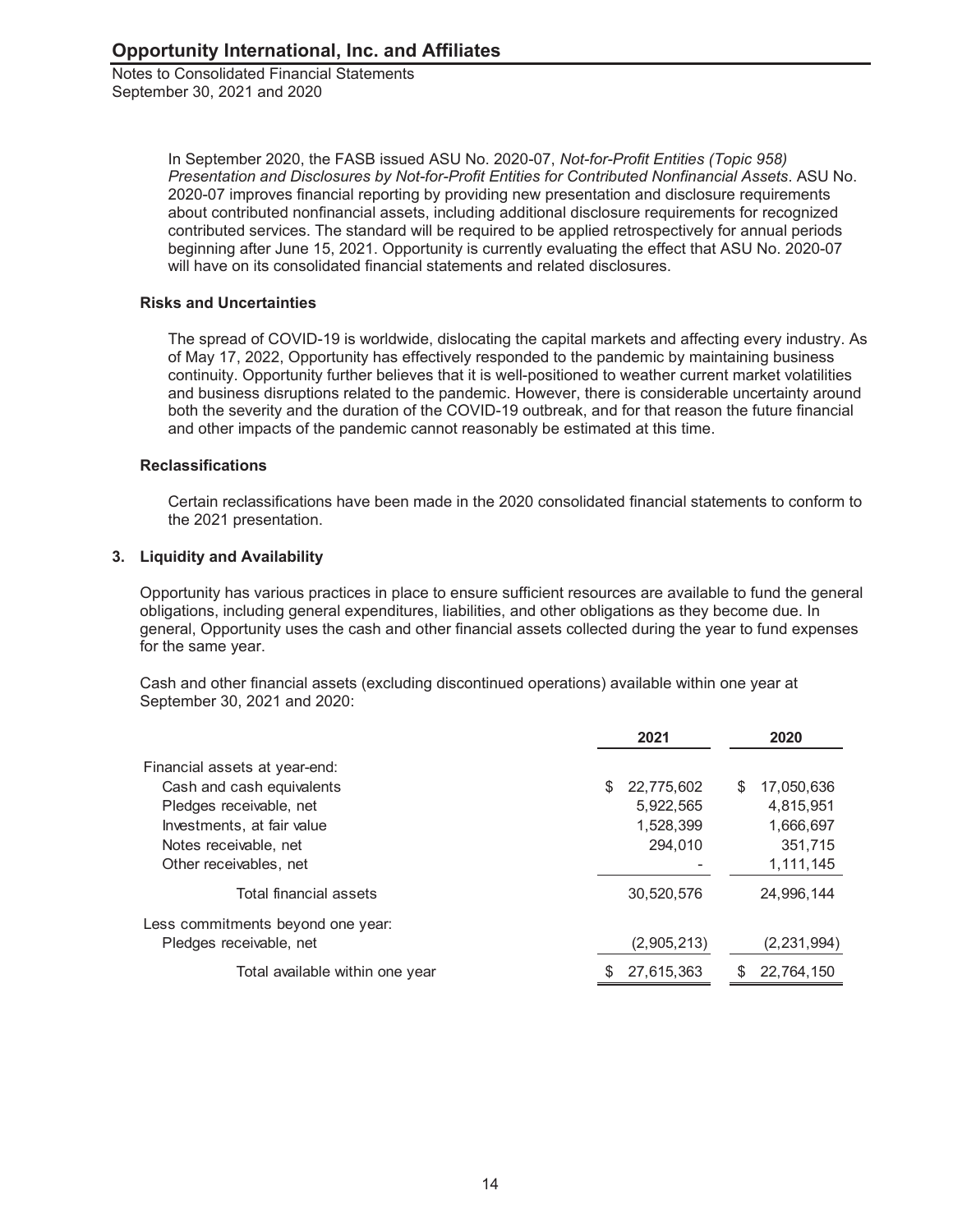In September 2020, the FASB issued ASU No. 2020-07, *Not-for-Profit Entities (Topic 958) Presentation and Disclosures by Not-for-Profit Entities for Contributed Nonfinancial Assets*. ASU No. 2020-07 improves financial reporting by providing new presentation and disclosure requirements about contributed nonfinancial assets, including additional disclosure requirements for recognized contributed services. The standard will be required to be applied retrospectively for annual periods beginning after June 15, 2021. Opportunity is currently evaluating the effect that ASU No. 2020-07 will have on its consolidated financial statements and related disclosures.

### Risks and Uncertainties

The spread of COVID-19 is worldwide, dislocating the capital markets and affecting every industry. As of May 17, 2022, Opportunity has effectively responded to the pandemic by maintaining business continuity. Opportunity further believes that it is well-positioned to weather current market volatilities and business disruptions related to the pandemic. However, there is considerable uncertainty around both the severity and the duration of the COVID-19 outbreak, and for that reason the future financial and other impacts of the pandemic cannot reasonably be estimated at this time.

### Reclassifications

Certain reclassifications have been made in the 2020 consolidated financial statements to conform to the 2021 presentation.

## 3. Liquidity and Availability

Opportunity has various practices in place to ensure sufficient resources are available to fund the general obligations, including general expenditures, liabilities, and other obligations as they become due. In general, Opportunity uses the cash and other financial assets collected during the year to fund expenses for the same year.

Cash and other financial assets (excluding discontinued operations) available within one year at September 30, 2021 and 2020:

| | 2021 | 2020 |
|---|---|---|
| Financial assets at year-end: | | |
| Cash and cash equivalents | $ 22,775,602 | $ 17,050,636 |
| Pledges receivable, net | 5,922,565 | 4,815,951 |
| Investments, at fair value | 1,528,399 | 1,666,697 |
| Notes receivable, net | 294,010 | 351,715 |
| Other receivables, net | - | 1,111,145 |
| Total financial assets | 30,520,576 | 24,996,144 |
| Less commitments beyond one year: | | |
| Pledges receivable, net | (2,905,213) | (2,231,994) |
| Total available within one year | $ 27,615,363 | $ 22,764,150 |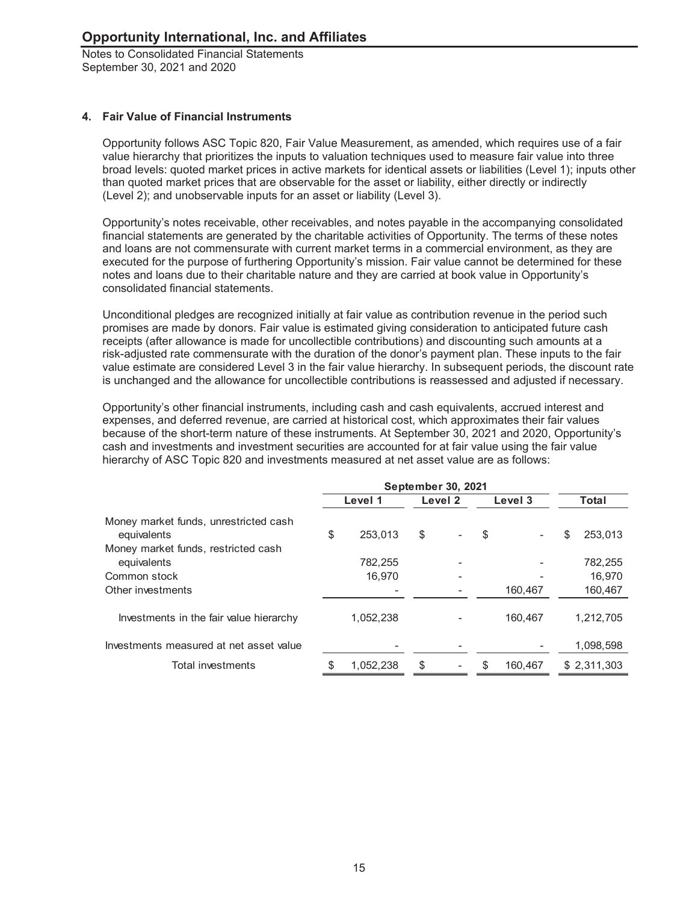**Opportunity International, Inc. and Affiliates**

Notes to Consolidated Financial Statements
September 30, 2021 and 2020

## 4. Fair Value of Financial Instruments

Opportunity follows ASC Topic 820, Fair Value Measurement, as amended, which requires use of a fair value hierarchy that prioritizes the inputs to valuation techniques used to measure fair value into three broad levels: quoted market prices in active markets for identical assets or liabilities (Level 1); inputs other than quoted market prices that are observable for the asset or liability, either directly or indirectly (Level 2); and unobservable inputs for an asset or liability (Level 3).

Opportunity's notes receivable, other receivables, and notes payable in the accompanying consolidated financial statements are generated by the charitable activities of Opportunity. The terms of these notes and loans are not commensurate with current market terms in a commercial environment, as they are executed for the purpose of furthering Opportunity's mission. Fair value cannot be determined for these notes and loans due to their charitable nature and they are carried at book value in Opportunity's consolidated financial statements.

Unconditional pledges are recognized initially at fair value as contribution revenue in the period such promises are made by donors. Fair value is estimated giving consideration to anticipated future cash receipts (after allowance is made for uncollectible contributions) and discounting such amounts at a risk-adjusted rate commensurate with the duration of the donor's payment plan. These inputs to the fair value estimate are considered Level 3 in the fair value hierarchy. In subsequent periods, the discount rate is unchanged and the allowance for uncollectible contributions is reassessed and adjusted if necessary.

Opportunity's other financial instruments, including cash and cash equivalents, accrued interest and expenses, and deferred revenue, are carried at historical cost, which approximates their fair values because of the short-term nature of these instruments. At September 30, 2021 and 2020, Opportunity's cash and investments and investment securities are accounted for at fair value using the fair value hierarchy of ASC Topic 820 and investments measured at net asset value are as follows:

| | September 30, 2021 | | | |
|---|---|---|---|---|
| | Level 1 | Level 2 | Level 3 | Total |
| Money market funds, unrestricted cash equivalents | $ 253,013 | $ - | $ - | $ 253,013 |
| Money market funds, restricted cash equivalents | 782,255 | - | - | 782,255 |
| Common stock | 16,970 | - | - | 16,970 |
| Other investments | - | - | 160,467 | 160,467 |
| Investments in the fair value hierarchy | 1,052,238 | - | 160,467 | 1,212,705 |
| Investments measured at net asset value | - | - | - | 1,098,598 |
| Total investments | $ 1,052,238 | $ - | $ 160,467 | $ 2,311,303 |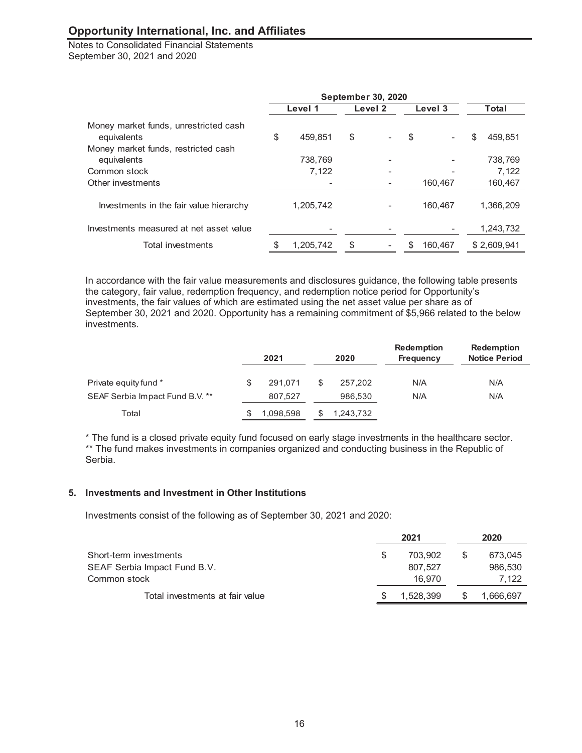| | September 30, 2020 | | | |
|---|---|---|---|---|
| | Level 1 | Level 2 | Level 3 | Total |
| Money market funds, unrestricted cash equivalents | $ 459,851 | $ - | $ - | $ 459,851 |
| Money market funds, restricted cash equivalents | 738,769 | - | - | 738,769 |
| Common stock | 7,122 | - | - | 7,122 |
| Other investments | - | - | 160,467 | 160,467 |
| Investments in the fair value hierarchy | 1,205,742 | - | 160,467 | 1,366,209 |
| Investments measured at net asset value | - | - | - | 1,243,732 |
| Total investments | $ 1,205,742 | $ - | $ 160,467 | $ 2,609,941 |

In accordance with the fair value measurements and disclosures guidance, the following table presents the category, fair value, redemption frequency, and redemption notice period for Opportunity's investments, the fair values of which are estimated using the net asset value per share as of September 30, 2021 and 2020. Opportunity has a remaining commitment of $5,966 related to the below investments.

| | 2021 | 2020 | Redemption Frequency | Redemption Notice Period |
|---|---|---|---|---|
| Private equity fund * | $ 291,071 | $ 257,202 | N/A | N/A |
| SEAF Serbia Impact Fund B.V. ** | 807,527 | 986,530 | N/A | N/A |
| Total | $ 1,098,598 | $ 1,243,732 | | |

* The fund is a closed private equity fund focused on early stage investments in the healthcare sector.
** The fund makes investments in companies organized and conducting business in the Republic of Serbia.

## 5. Investments and Investment in Other Institutions

Investments consist of the following as of September 30, 2021 and 2020:

| | 2021 | 2020 |
|---|---|---|
| Short-term investments | $ 703,902 | $ 673,045 |
| SEAF Serbia Impact Fund B.V. | 807,527 | 986,530 |
| Common stock | 16,970 | 7,122 |
| Total investments at fair value | $ 1,528,399 | $ 1,666,697 |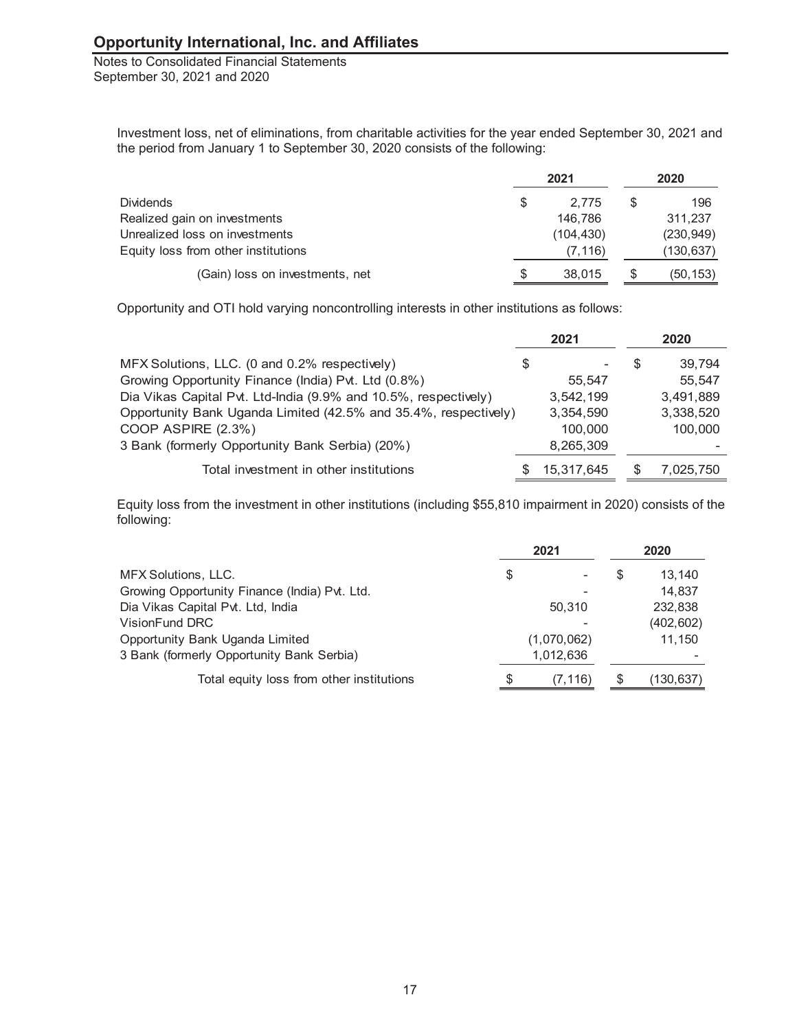Investment loss, net of eliminations, from charitable activities for the year ended September 30, 2021 and the period from January 1 to September 30, 2020 consists of the following:

| | 2021 | 2020 |
|---|---|---|
| Dividends | $ 2,775 | $ 196 |
| Realized gain on investments | 146,786 | 311,237 |
| Unrealized loss on investments | (104,430) | (230,949) |
| Equity loss from other institutions | (7,116) | (130,637) |
| (Gain) loss on investments, net | $ 38,015 | $ (50,153) |

Opportunity and OTI hold varying noncontrolling interests in other institutions as follows:

| | 2021 | 2020 |
|---|---|---|
| MFX Solutions, LLC. (0 and 0.2% respectively) | $ - | $ 39,794 |
| Growing Opportunity Finance (India) Pvt. Ltd (0.8%) | 55,547 | 55,547 |
| Dia Vikas Capital Pvt. Ltd-India (9.9% and 10.5%, respectively) | 3,542,199 | 3,491,889 |
| Opportunity Bank Uganda Limited (42.5% and 35.4%, respectively) | 3,354,590 | 3,338,520 |
| COOP ASPIRE (2.3%) | 100,000 | 100,000 |
| 3 Bank (formerly Opportunity Bank Serbia) (20%) | 8,265,309 | - |
| Total investment in other institutions | $ 15,317,645 | $ 7,025,750 |

Equity loss from the investment in other institutions (including $55,810 impairment in 2020) consists of the following:

| | 2021 | 2020 |
|---|---|---|
| MFX Solutions, LLC. | $ - | $ 13,140 |
| Growing Opportunity Finance (India) Pvt. Ltd. | - | 14,837 |
| Dia Vikas Capital Pvt. Ltd, India | 50,310 | 232,838 |
| VisionFund DRC | - | (402,602) |
| Opportunity Bank Uganda Limited | (1,070,062) | 11,150 |
| 3 Bank (formerly Opportunity Bank Serbia) | 1,012,636 | - |
| Total equity loss from other institutions | $ (7,116) | $ (130,637) |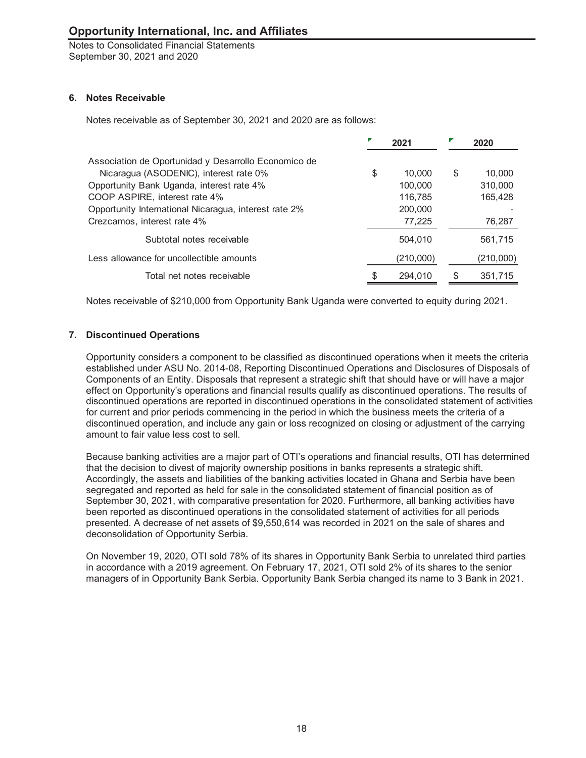## 6. Notes Receivable

Notes receivable as of September 30, 2021 and 2020 are as follows:

| | 2021 | 2020 |
|---|---|---|
| Association de Oportunidad y Desarrollo Economico de Nicaragua (ASODENIC), interest rate 0% | $ 10,000 | $ 10,000 |
| Opportunity Bank Uganda, interest rate 4% | 100,000 | 310,000 |
| COOP ASPIRE, interest rate 4% | 116,785 | 165,428 |
| Opportunity International Nicaragua, interest rate 2% | 200,000 | - |
| Crezcamos, interest rate 4% | 77,225 | 76,287 |
| Subtotal notes receivable | 504,010 | 561,715 |
| Less allowance for uncollectible amounts | (210,000) | (210,000) |
| Total net notes receivable | $ 294,010 | $ 351,715 |

Notes receivable of $210,000 from Opportunity Bank Uganda were converted to equity during 2021.

## 7. Discontinued Operations

Opportunity considers a component to be classified as discontinued operations when it meets the criteria established under ASU No. 2014-08, Reporting Discontinued Operations and Disclosures of Disposals of Components of an Entity. Disposals that represent a strategic shift that should have or will have a major effect on Opportunity's operations and financial results qualify as discontinued operations. The results of discontinued operations are reported in discontinued operations in the consolidated statement of activities for current and prior periods commencing in the period in which the business meets the criteria of a discontinued operation, and include any gain or loss recognized on closing or adjustment of the carrying amount to fair value less cost to sell.

Because banking activities are a major part of OTI's operations and financial results, OTI has determined that the decision to divest of majority ownership positions in banks represents a strategic shift. Accordingly, the assets and liabilities of the banking activities located in Ghana and Serbia have been segregated and reported as held for sale in the consolidated statement of financial position as of September 30, 2021, with comparative presentation for 2020. Furthermore, all banking activities have been reported as discontinued operations in the consolidated statement of activities for all periods presented. A decrease of net assets of $9,550,614 was recorded in 2021 on the sale of shares and deconsolidation of Opportunity Serbia.

On November 19, 2020, OTI sold 78% of its shares in Opportunity Bank Serbia to unrelated third parties in accordance with a 2019 agreement. On February 17, 2021, OTI sold 2% of its shares to the senior managers of in Opportunity Bank Serbia. Opportunity Bank Serbia changed its name to 3 Bank in 2021.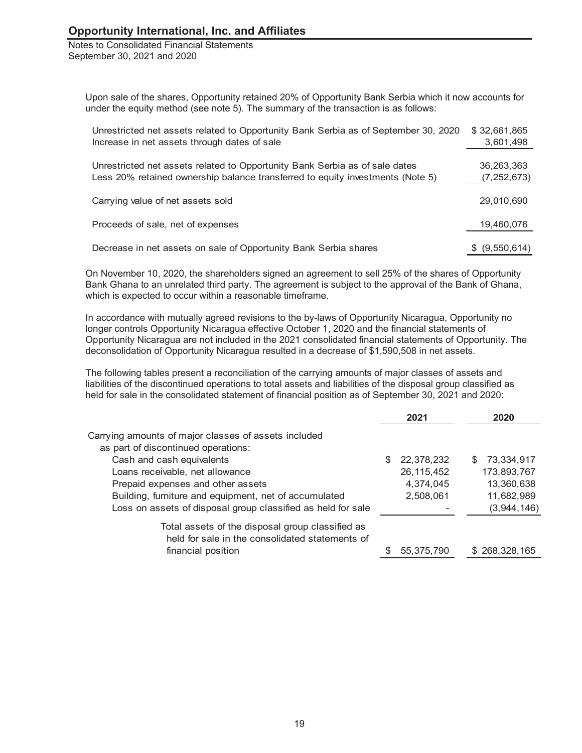Upon sale of the shares, Opportunity retained 20% of Opportunity Bank Serbia which it now accounts for under the equity method (see note 5). The summary of the transaction is as follows:

| | |
|---|---|
| Unrestricted net assets related to Opportunity Bank Serbia as of September 30, 2020 | $ 32,661,865 |
| Increase in net assets through dates of sale | 3,601,498 |
| Unrestricted net assets related to Opportunity Bank Serbia as of sale dates | 36,263,363 |
| Less 20% retained ownership balance transferred to equity investments (Note 5) | (7,252,673) |
| Carrying value of net assets sold | 29,010,690 |
| Proceeds of sale, net of expenses | 19,460,076 |
| Decrease in net assets on sale of Opportunity Bank Serbia shares | $ (9,550,614) |

On November 10, 2020, the shareholders signed an agreement to sell 25% of the shares of Opportunity Bank Ghana to an unrelated third party. The agreement is subject to the approval of the Bank of Ghana, which is expected to occur within a reasonable timeframe.

In accordance with mutually agreed revisions to the by-laws of Opportunity Nicaragua, Opportunity no longer controls Opportunity Nicaragua effective October 1, 2020 and the financial statements of Opportunity Nicaragua are not included in the 2021 consolidated financial statements of Opportunity. The deconsolidation of Opportunity Nicaragua resulted in a decrease of $1,590,508 in net assets.

The following tables present a reconciliation of the carrying amounts of major classes of assets and liabilities of the discontinued operations to total assets and liabilities of the disposal group classified as held for sale in the consolidated statement of financial position as of September 30, 2021 and 2020:

| | 2021 | 2020 |
|---|---|---|
| Carrying amounts of major classes of assets included as part of discontinued operations: | | |
| Cash and cash equivalents | $ 22,378,232 | $ 73,334,917 |
| Loans receivable, net allowance | 26,115,452 | 173,893,767 |
| Prepaid expenses and other assets | 4,374,045 | 13,360,638 |
| Building, furniture and equipment, net of accumulated | 2,508,061 | 11,682,989 |
| Loss on assets of disposal group classified as held for sale | - | (3,944,146) |
| Total assets of the disposal group classified as held for sale in the consolidated statements of financial position | $ 55,375,790 | $ 268,328,165 |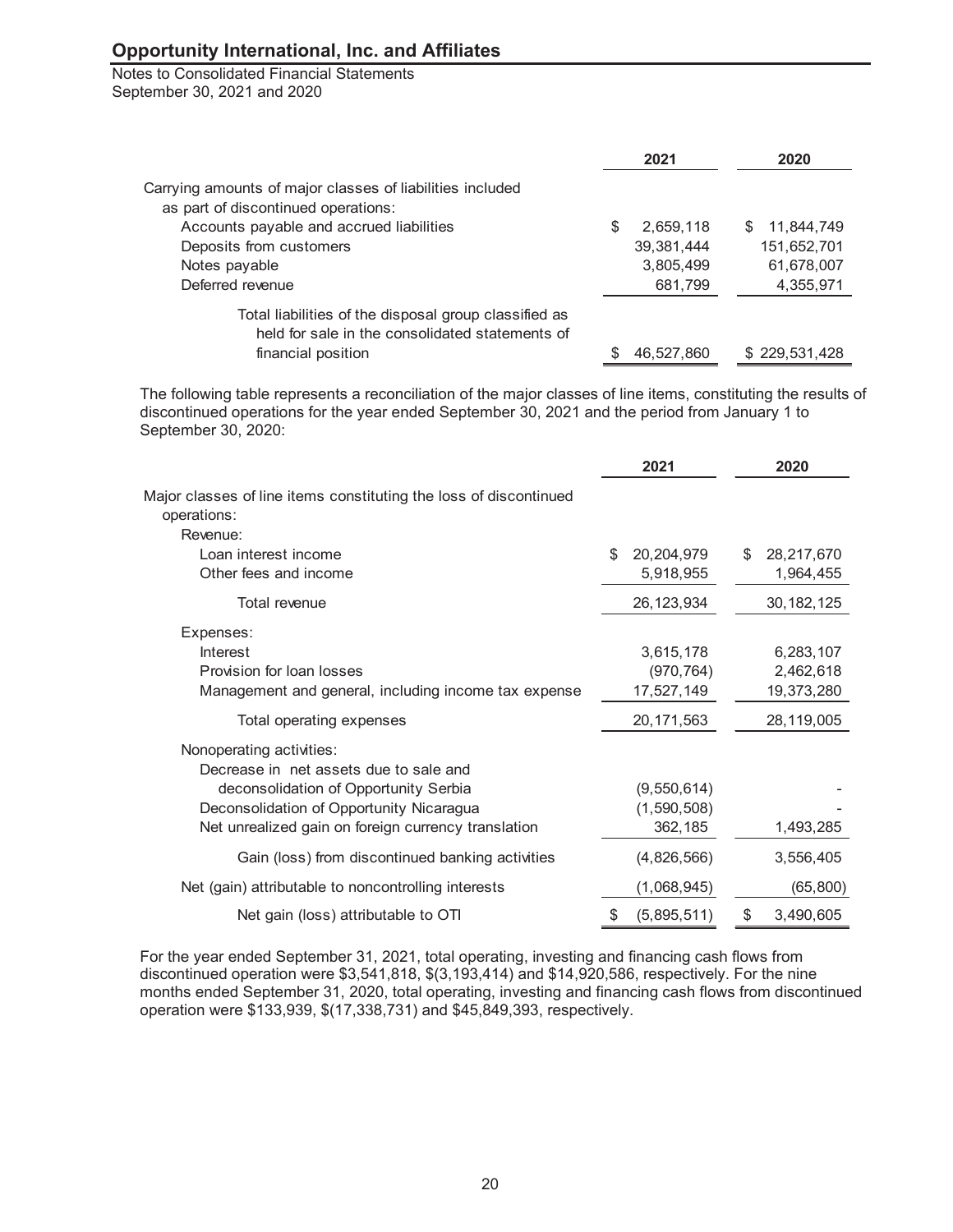# Opportunity International, Inc. and Affiliates

Notes to Consolidated Financial Statements
September 30, 2021 and 2020

| | 2021 | 2020 |
|---|---|---|
| Carrying amounts of major classes of liabilities included as part of discontinued operations: | | |
| Accounts payable and accrued liabilities | $ 2,659,118 | $ 11,844,749 |
| Deposits from customers | 39,381,444 | 151,652,701 |
| Notes payable | 3,805,499 | 61,678,007 |
| Deferred revenue | 681,799 | 4,355,971 |
| Total liabilities of the disposal group classified as held for sale in the consolidated statements of financial position | $ 46,527,860 | $ 229,531,428 |

The following table represents a reconciliation of the major classes of line items, constituting the results of discontinued operations for the year ended September 30, 2021 and the period from January 1 to September 30, 2020:

| | 2021 | 2020 |
|---|---|---|
| Major classes of line items constituting the loss of discontinued operations: | | |
| Revenue: | | |
| Loan interest income | $ 20,204,979 | $ 28,217,670 |
| Other fees and income | 5,918,955 | 1,964,455 |
| Total revenue | 26,123,934 | 30,182,125 |
| Expenses: | | |
| Interest | 3,615,178 | 6,283,107 |
| Provision for loan losses | (970,764) | 2,462,618 |
| Management and general, including income tax expense | 17,527,149 | 19,373,280 |
| Total operating expenses | 20,171,563 | 28,119,005 |
| Nonoperating activities: | | |
| Decrease in net assets due to sale and deconsolidation of Opportunity Serbia | (9,550,614) | - |
| Deconsolidation of Opportunity Nicaragua | (1,590,508) | - |
| Net unrealized gain on foreign currency translation | 362,185 | 1,493,285 |
| Gain (loss) from discontinued banking activities | (4,826,566) | 3,556,405 |
| Net (gain) attributable to noncontrolling interests | (1,068,945) | (65,800) |
| Net gain (loss) attributable to OTI | $ (5,895,511) | $ 3,490,605 |

For the year ended September 31, 2021, total operating, investing and financing cash flows from discontinued operation were $3,541,818, $(3,193,414) and $14,920,586, respectively. For the nine months ended September 31, 2020, total operating, investing and financing cash flows from discontinued operation were $133,939, $(17,338,731) and $45,849,393, respectively.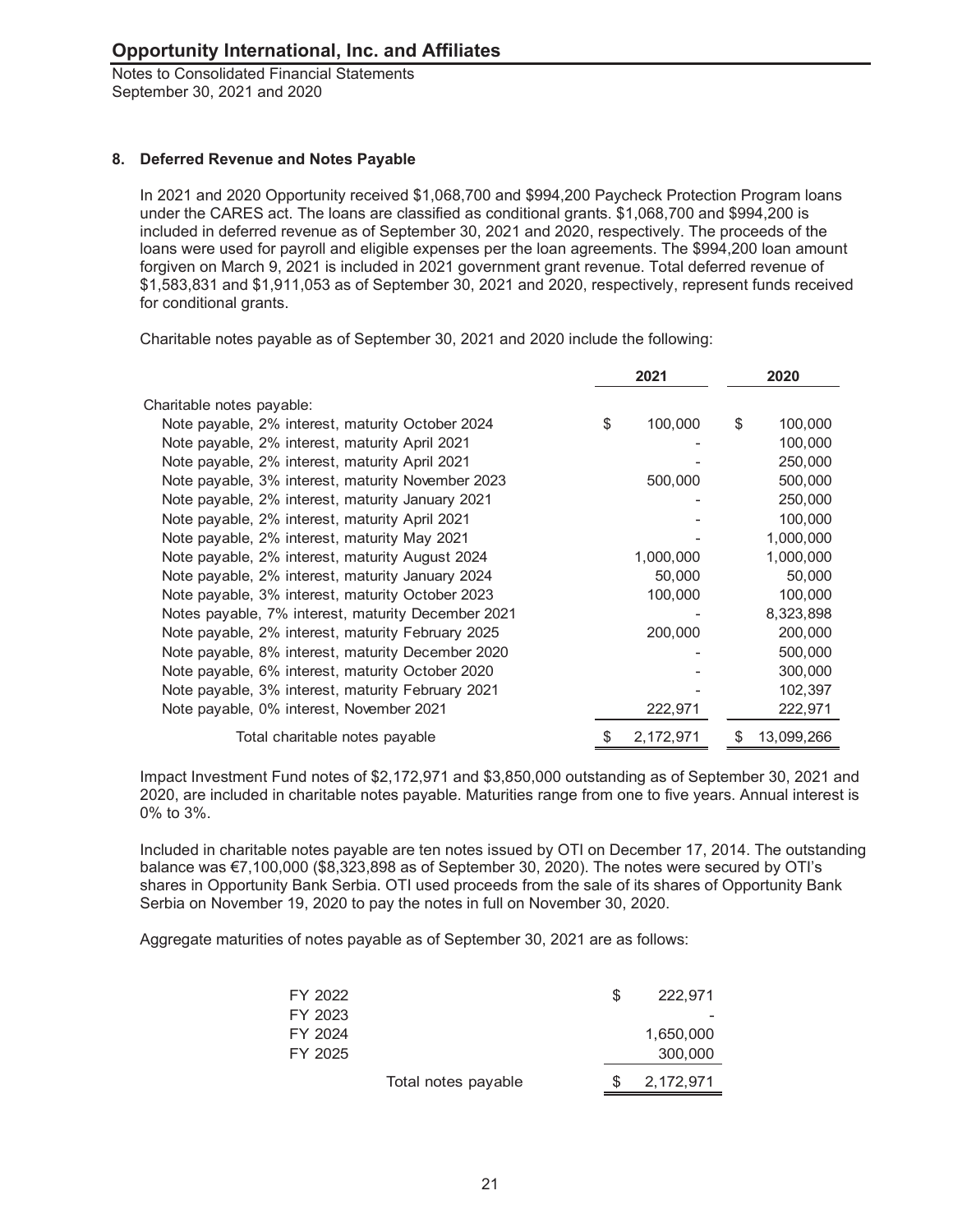## 8. Deferred Revenue and Notes Payable

In 2021 and 2020 Opportunity received \$1,068,700 and \$994,200 Paycheck Protection Program loans under the CARES act. The loans are classified as conditional grants. \$1,068,700 and \$994,200 is included in deferred revenue as of September 30, 2021 and 2020, respectively. The proceeds of the loans were used for payroll and eligible expenses per the loan agreements. The \$994,200 loan amount forgiven on March 9, 2021 is included in 2021 government grant revenue. Total deferred revenue of \$1,583,831 and \$1,911,053 as of September 30, 2021 and 2020, respectively, represent funds received for conditional grants.

Charitable notes payable as of September 30, 2021 and 2020 include the following:

| | 2021 | 2020 |
|---|---|---|
| Charitable notes payable: | | |
| Note payable, 2% interest, maturity October 2024 | $ 100,000 | $ 100,000 |
| Note payable, 2% interest, maturity April 2021 | - | 100,000 |
| Note payable, 2% interest, maturity April 2021 | - | 250,000 |
| Note payable, 3% interest, maturity November 2023 | 500,000 | 500,000 |
| Note payable, 2% interest, maturity January 2021 | - | 250,000 |
| Note payable, 2% interest, maturity April 2021 | - | 100,000 |
| Note payable, 2% interest, maturity May 2021 | - | 1,000,000 |
| Note payable, 2% interest, maturity August 2024 | 1,000,000 | 1,000,000 |
| Note payable, 2% interest, maturity January 2024 | 50,000 | 50,000 |
| Note payable, 3% interest, maturity October 2023 | 100,000 | 100,000 |
| Notes payable, 7% interest, maturity December 2021 | - | 8,323,898 |
| Note payable, 2% interest, maturity February 2025 | 200,000 | 200,000 |
| Note payable, 8% interest, maturity December 2020 | - | 500,000 |
| Note payable, 6% interest, maturity October 2020 | - | 300,000 |
| Note payable, 3% interest, maturity February 2021 | - | 102,397 |
| Note payable, 0% interest, November 2021 | 222,971 | 222,971 |
| Total charitable notes payable | $ 2,172,971 | $ 13,099,266 |

Impact Investment Fund notes of \$2,172,971 and \$3,850,000 outstanding as of September 30, 2021 and 2020, are included in charitable notes payable. Maturities range from one to five years. Annual interest is 0% to 3%.

Included in charitable notes payable are ten notes issued by OTI on December 17, 2014. The outstanding balance was €7,100,000 (\$8,323,898 as of September 30, 2020). The notes were secured by OTI's shares in Opportunity Bank Serbia. OTI used proceeds from the sale of its shares of Opportunity Bank Serbia on November 19, 2020 to pay the notes in full on November 30, 2020.

Aggregate maturities of notes payable as of September 30, 2021 are as follows:

| | |
|---|---|
| FY 2022 | $ 222,971 |
| FY 2023 | - |
| FY 2024 | 1,650,000 |
| FY 2025 | 300,000 |
| Total notes payable | $ 2,172,971 |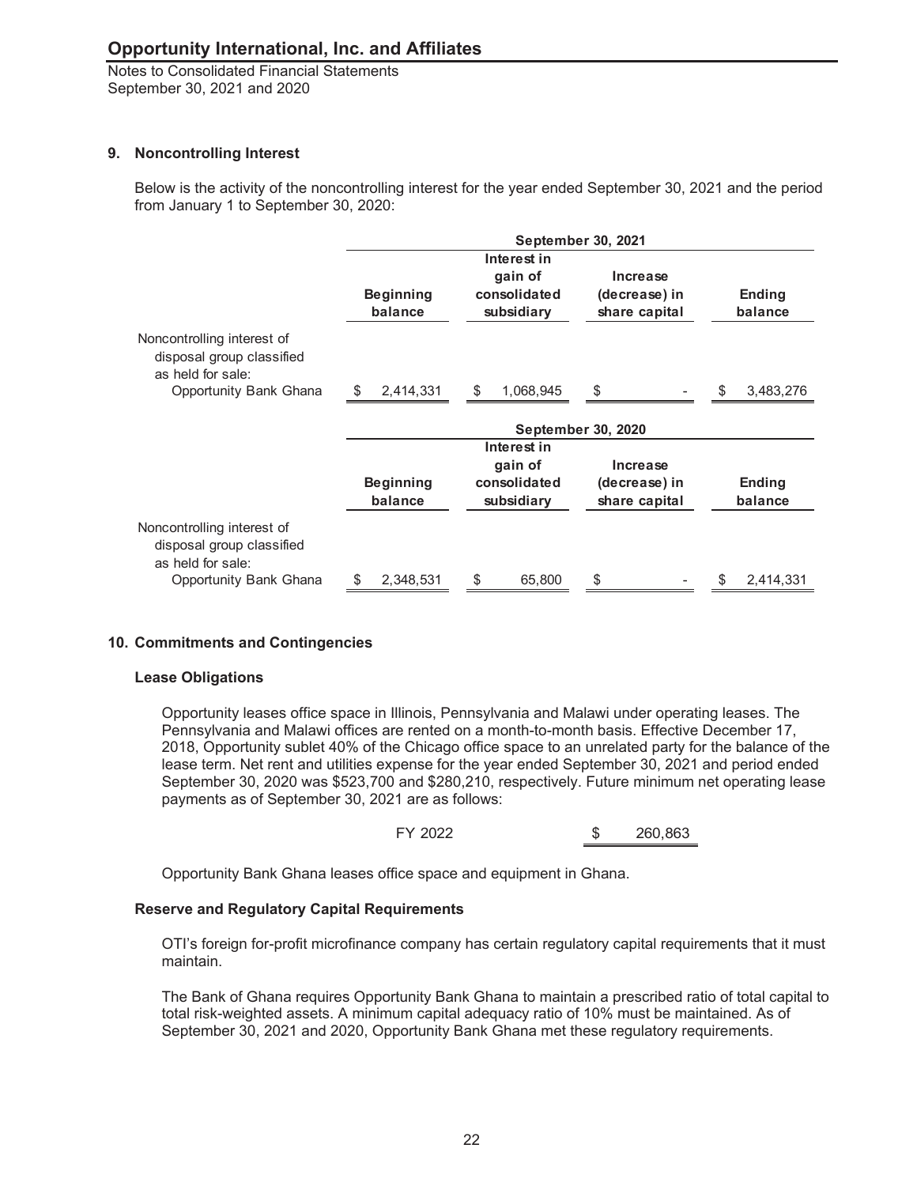## 9. Noncontrolling Interest

Below is the activity of the noncontrolling interest for the year ended September 30, 2021 and the period from January 1 to September 30, 2020:

| | September 30, 2021 | | | |
|---|---|---|---|---|
| | Beginning balance | Interest in gain of consolidated subsidiary | Increase (decrease) in share capital | Ending balance |
| Noncontrolling interest of disposal group classified as held for sale: | | | | |
| Opportunity Bank Ghana | $ 2,414,331 | $ 1,068,945 | $ - | $ 3,483,276 |

| | September 30, 2020 | | | |
|---|---|---|---|---|
| | Beginning balance | Interest in gain of consolidated subsidiary | Increase (decrease) in share capital | Ending balance |
| Noncontrolling interest of disposal group classified as held for sale: | | | | |
| Opportunity Bank Ghana | $ 2,348,531 | $ 65,800 | $ - | $ 2,414,331 |

## 10. Commitments and Contingencies

### Lease Obligations

Opportunity leases office space in Illinois, Pennsylvania and Malawi under operating leases. The Pennsylvania and Malawi offices are rented on a month-to-month basis. Effective December 17, 2018, Opportunity sublet 40% of the Chicago office space to an unrelated party for the balance of the lease term. Net rent and utilities expense for the year ended September 30, 2021 and period ended September 30, 2020 was $523,700 and $280,210, respectively. Future minimum net operating lease payments as of September 30, 2021 are as follows:

| | |
|---|---|
| FY 2022 | $ 260,863 |

Opportunity Bank Ghana leases office space and equipment in Ghana.

### Reserve and Regulatory Capital Requirements

OTI's foreign for-profit microfinance company has certain regulatory capital requirements that it must maintain.

The Bank of Ghana requires Opportunity Bank Ghana to maintain a prescribed ratio of total capital to total risk-weighted assets. A minimum capital adequacy ratio of 10% must be maintained. As of September 30, 2021 and 2020, Opportunity Bank Ghana met these regulatory requirements.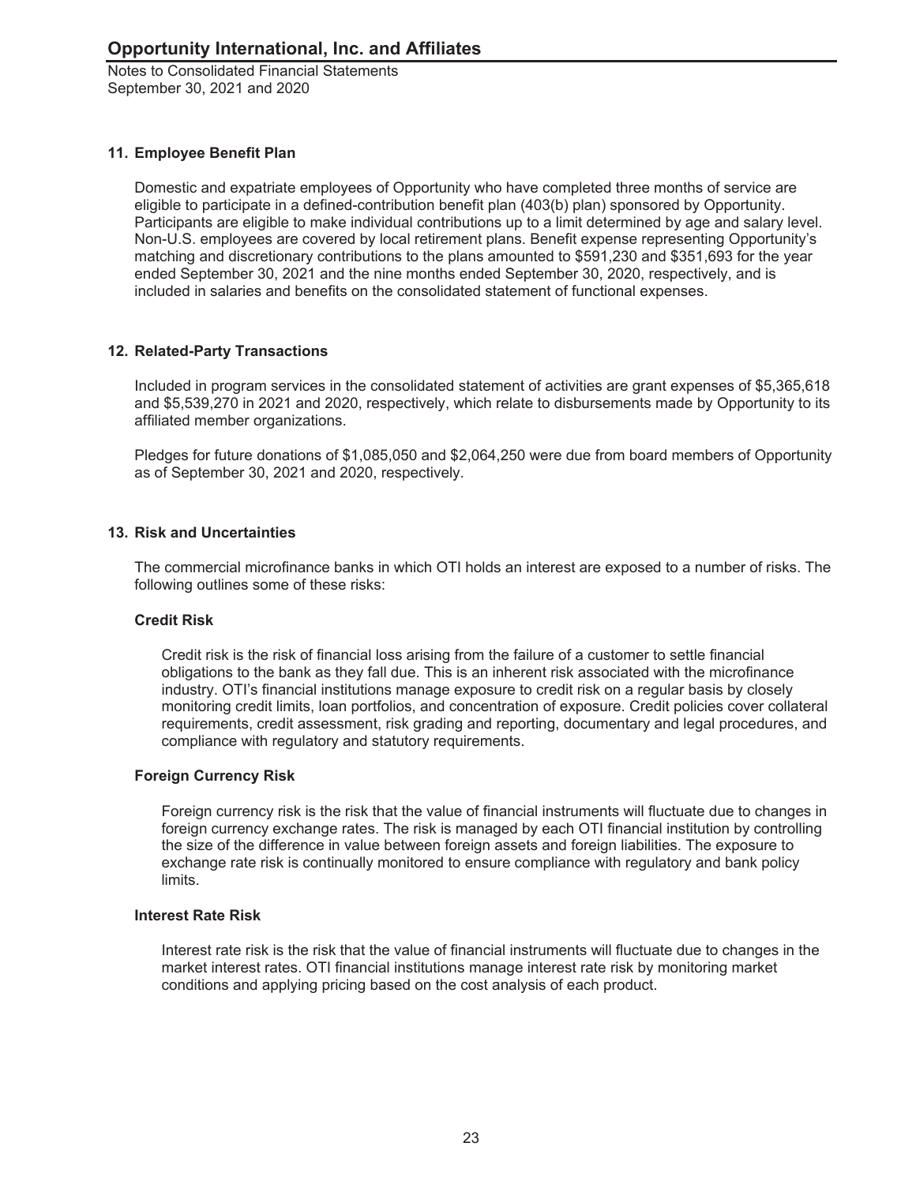## 11. Employee Benefit Plan

Domestic and expatriate employees of Opportunity who have completed three months of service are eligible to participate in a defined-contribution benefit plan (403(b) plan) sponsored by Opportunity. Participants are eligible to make individual contributions up to a limit determined by age and salary level. Non-U.S. employees are covered by local retirement plans. Benefit expense representing Opportunity's matching and discretionary contributions to the plans amounted to $591,230 and $351,693 for the year ended September 30, 2021 and the nine months ended September 30, 2020, respectively, and is included in salaries and benefits on the consolidated statement of functional expenses.

## 12. Related-Party Transactions

Included in program services in the consolidated statement of activities are grant expenses of $5,365,618 and $5,539,270 in 2021 and 2020, respectively, which relate to disbursements made by Opportunity to its affiliated member organizations.

Pledges for future donations of $1,085,050 and $2,064,250 were due from board members of Opportunity as of September 30, 2021 and 2020, respectively.

## 13. Risk and Uncertainties

The commercial microfinance banks in which OTI holds an interest are exposed to a number of risks. The following outlines some of these risks:

### Credit Risk

Credit risk is the risk of financial loss arising from the failure of a customer to settle financial obligations to the bank as they fall due. This is an inherent risk associated with the microfinance industry. OTI's financial institutions manage exposure to credit risk on a regular basis by closely monitoring credit limits, loan portfolios, and concentration of exposure. Credit policies cover collateral requirements, credit assessment, risk grading and reporting, documentary and legal procedures, and compliance with regulatory and statutory requirements.

### Foreign Currency Risk

Foreign currency risk is the risk that the value of financial instruments will fluctuate due to changes in foreign currency exchange rates. The risk is managed by each OTI financial institution by controlling the size of the difference in value between foreign assets and foreign liabilities. The exposure to exchange rate risk is continually monitored to ensure compliance with regulatory and bank policy limits.

### Interest Rate Risk

Interest rate risk is the risk that the value of financial instruments will fluctuate due to changes in the market interest rates. OTI financial institutions manage interest rate risk by monitoring market conditions and applying pricing based on the cost analysis of each product.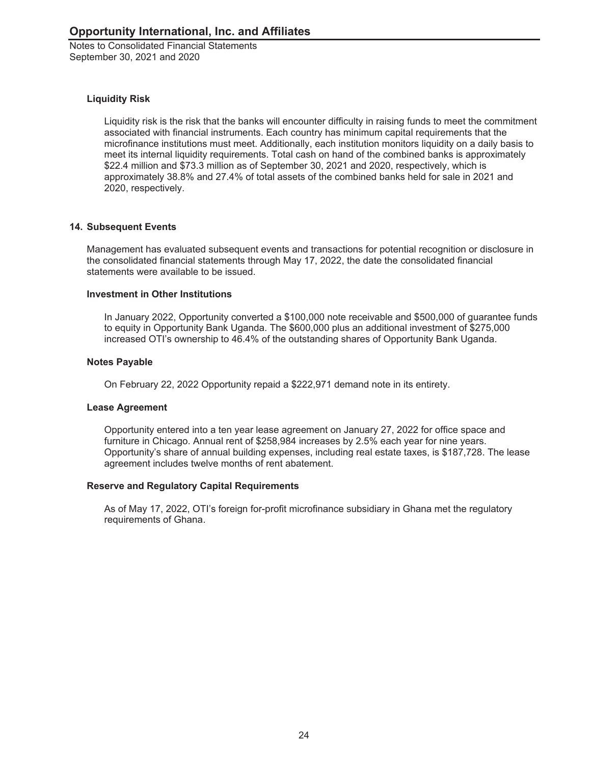### Liquidity Risk

Liquidity risk is the risk that the banks will encounter difficulty in raising funds to meet the commitment associated with financial instruments. Each country has minimum capital requirements that the microfinance institutions must meet. Additionally, each institution monitors liquidity on a daily basis to meet its internal liquidity requirements. Total cash on hand of the combined banks is approximately $22.4 million and $73.3 million as of September 30, 2021 and 2020, respectively, which is approximately 38.8% and 27.4% of total assets of the combined banks held for sale in 2021 and 2020, respectively.

## 14. Subsequent Events

Management has evaluated subsequent events and transactions for potential recognition or disclosure in the consolidated financial statements through May 17, 2022, the date the consolidated financial statements were available to be issued.

### Investment in Other Institutions

In January 2022, Opportunity converted a $100,000 note receivable and $500,000 of guarantee funds to equity in Opportunity Bank Uganda. The $600,000 plus an additional investment of $275,000 increased OTI's ownership to 46.4% of the outstanding shares of Opportunity Bank Uganda.

### Notes Payable

On February 22, 2022 Opportunity repaid a $222,971 demand note in its entirety.

### Lease Agreement

Opportunity entered into a ten year lease agreement on January 27, 2022 for office space and furniture in Chicago. Annual rent of $258,984 increases by 2.5% each year for nine years. Opportunity's share of annual building expenses, including real estate taxes, is $187,728. The lease agreement includes twelve months of rent abatement.

### Reserve and Regulatory Capital Requirements

As of May 17, 2022, OTI's foreign for-profit microfinance subsidiary in Ghana met the regulatory requirements of Ghana.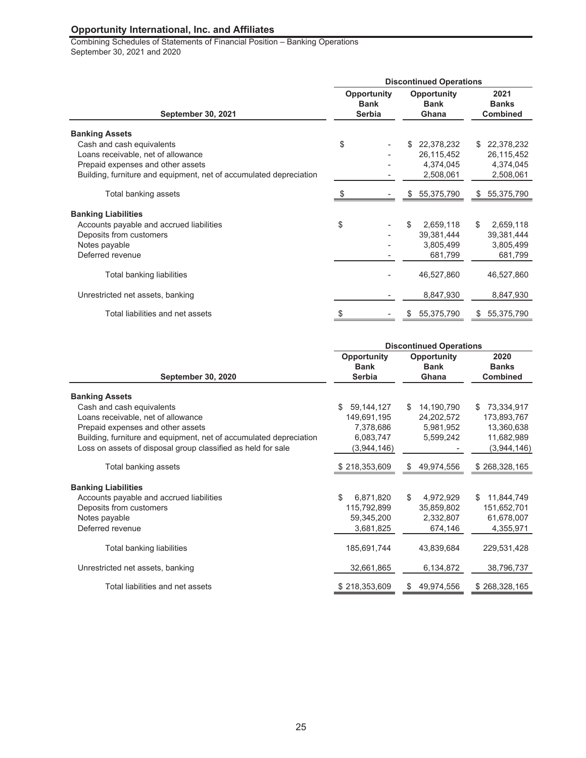# Opportunity International, Inc. and Affiliates

Combining Schedules of Statements of Financial Position – Banking Operations
September 30, 2021 and 2020

| September 30, 2021 | Discontinued Operations | | |
|---|---|---|---|
| | Opportunity Bank Serbia | Opportunity Bank Ghana | 2021 Banks Combined |
| **Banking Assets** | | | |
| Cash and cash equivalents | $ - | $ 22,378,232 | $ 22,378,232 |
| Loans receivable, net of allowance | - | 26,115,452 | 26,115,452 |
| Prepaid expenses and other assets | - | 4,374,045 | 4,374,045 |
| Building, furniture and equipment, net of accumulated depreciation | - | 2,508,061 | 2,508,061 |
| Total banking assets | $ - | $ 55,375,790 | $ 55,375,790 |
| **Banking Liabilities** | | | |
| Accounts payable and accrued liabilities | $ - | $ 2,659,118 | $ 2,659,118 |
| Deposits from customers | - | 39,381,444 | 39,381,444 |
| Notes payable | - | 3,805,499 | 3,805,499 |
| Deferred revenue | - | 681,799 | 681,799 |
| Total banking liabilities | - | 46,527,860 | 46,527,860 |
| Unrestricted net assets, banking | - | 8,847,930 | 8,847,930 |
| Total liabilities and net assets | $ - | $ 55,375,790 | $ 55,375,790 |

| September 30, 2020 | Discontinued Operations | | |
|---|---|---|---|
| | Opportunity Bank Serbia | Opportunity Bank Ghana | 2020 Banks Combined |
| **Banking Assets** | | | |
| Cash and cash equivalents | $ 59,144,127 | $ 14,190,790 | $ 73,334,917 |
| Loans receivable, net of allowance | 149,691,195 | 24,202,572 | 173,893,767 |
| Prepaid expenses and other assets | 7,378,686 | 5,981,952 | 13,360,638 |
| Building, furniture and equipment, net of accumulated depreciation | 6,083,747 | 5,599,242 | 11,682,989 |
| Loss on assets of disposal group classified as held for sale | (3,944,146) | - | (3,944,146) |
| Total banking assets | $ 218,353,609 | $ 49,974,556 | $ 268,328,165 |
| **Banking Liabilities** | | | |
| Accounts payable and accrued liabilities | $ 6,871,820 | $ 4,972,929 | $ 11,844,749 |
| Deposits from customers | 115,792,899 | 35,859,802 | 151,652,701 |
| Notes payable | 59,345,200 | 2,332,807 | 61,678,007 |
| Deferred revenue | 3,681,825 | 674,146 | 4,355,971 |
| Total banking liabilities | 185,691,744 | 43,839,684 | 229,531,428 |
| Unrestricted net assets, banking | 32,661,865 | 6,134,872 | 38,796,737 |
| Total liabilities and net assets | $ 218,353,609 | $ 49,974,556 | $ 268,328,165 |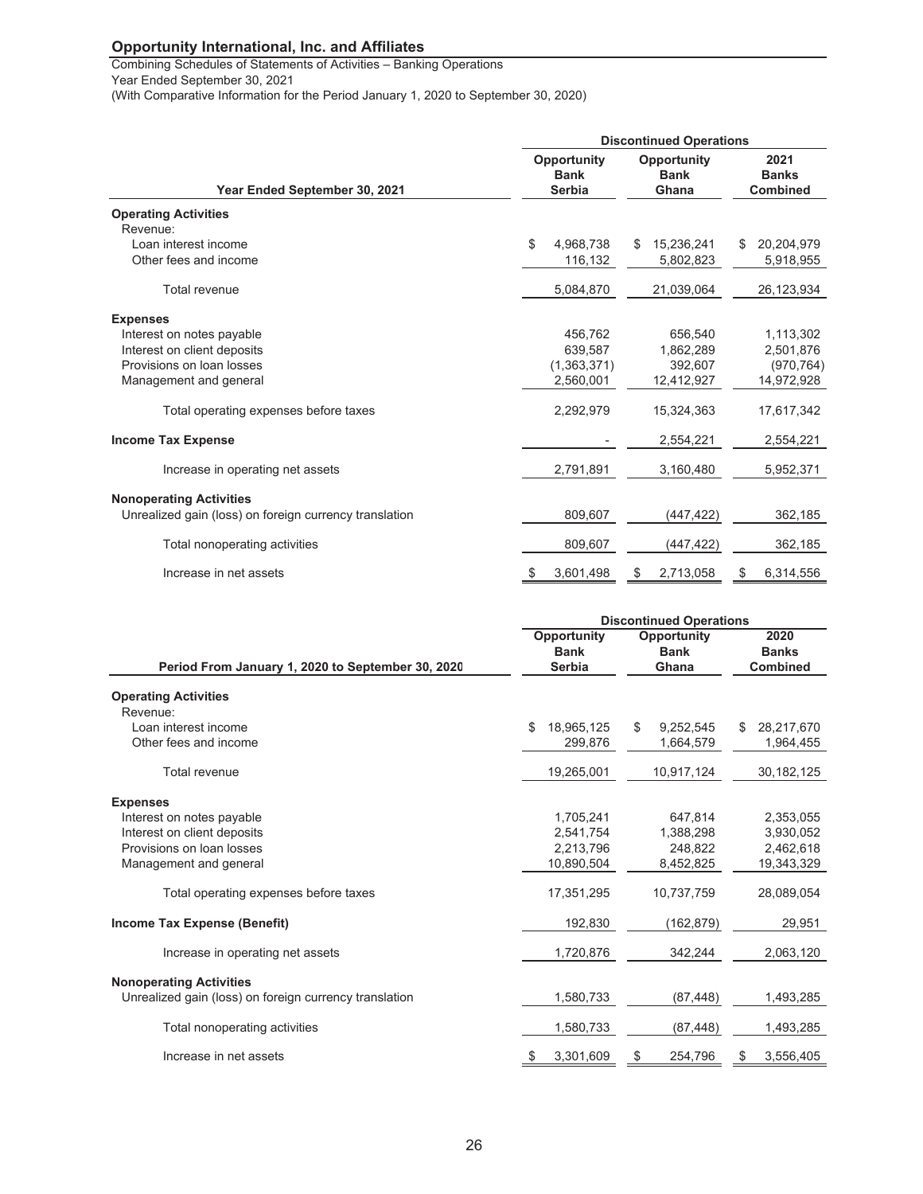## Opportunity International, Inc. and Affiliates

Combining Schedules of Statements of Activities – Banking Operations
Year Ended September 30, 2021
(With Comparative Information for the Period January 1, 2020 to September 30, 2020)

| | Discontinued Operations | | |
|---|---|---|---|
| **Year Ended September 30, 2021** | **Opportunity Bank Serbia** | **Opportunity Bank Ghana** | **2021 Banks Combined** |
| **Operating Activities** | | | |
| Revenue: | | | |
| Loan interest income | $ 4,968,738 | $ 15,236,241 | $ 20,204,979 |
| Other fees and income | 116,132 | 5,802,823 | 5,918,955 |
| Total revenue | 5,084,870 | 21,039,064 | 26,123,934 |
| **Expenses** | | | |
| Interest on notes payable | 456,762 | 656,540 | 1,113,302 |
| Interest on client deposits | 639,587 | 1,862,289 | 2,501,876 |
| Provisions on loan losses | (1,363,371) | 392,607 | (970,764) |
| Management and general | 2,560,001 | 12,412,927 | 14,972,928 |
| Total operating expenses before taxes | 2,292,979 | 15,324,363 | 17,617,342 |
| **Income Tax Expense** | - | 2,554,221 | 2,554,221 |
| Increase in operating net assets | 2,791,891 | 3,160,480 | 5,952,371 |
| **Nonoperating Activities** | | | |
| Unrealized gain (loss) on foreign currency translation | 809,607 | (447,422) | 362,185 |
| Total nonoperating activities | 809,607 | (447,422) | 362,185 |
| Increase in net assets | $ 3,601,498 | $ 2,713,058 | $ 6,314,556 |

| | Discontinued Operations | | |
|---|---|---|---|
| **Period From January 1, 2020 to September 30, 2020** | **Opportunity Bank Serbia** | **Opportunity Bank Ghana** | **2020 Banks Combined** |
| **Operating Activities** | | | |
| Revenue: | | | |
| Loan interest income | $ 18,965,125 | $ 9,252,545 | $ 28,217,670 |
| Other fees and income | 299,876 | 1,664,579 | 1,964,455 |
| Total revenue | 19,265,001 | 10,917,124 | 30,182,125 |
| **Expenses** | | | |
| Interest on notes payable | 1,705,241 | 647,814 | 2,353,055 |
| Interest on client deposits | 2,541,754 | 1,388,298 | 3,930,052 |
| Provisions on loan losses | 2,213,796 | 248,822 | 2,462,618 |
| Management and general | 10,890,504 | 8,452,825 | 19,343,329 |
| Total operating expenses before taxes | 17,351,295 | 10,737,759 | 28,089,054 |
| **Income Tax Expense (Benefit)** | 192,830 | (162,879) | 29,951 |
| Increase in operating net assets | 1,720,876 | 342,244 | 2,063,120 |
| **Nonoperating Activities** | | | |
| Unrealized gain (loss) on foreign currency translation | 1,580,733 | (87,448) | 1,493,285 |
| Total nonoperating activities | 1,580,733 | (87,448) | 1,493,285 |
| Increase in net assets | $ 3,301,609 | $ 254,796 | $ 3,556,405 |